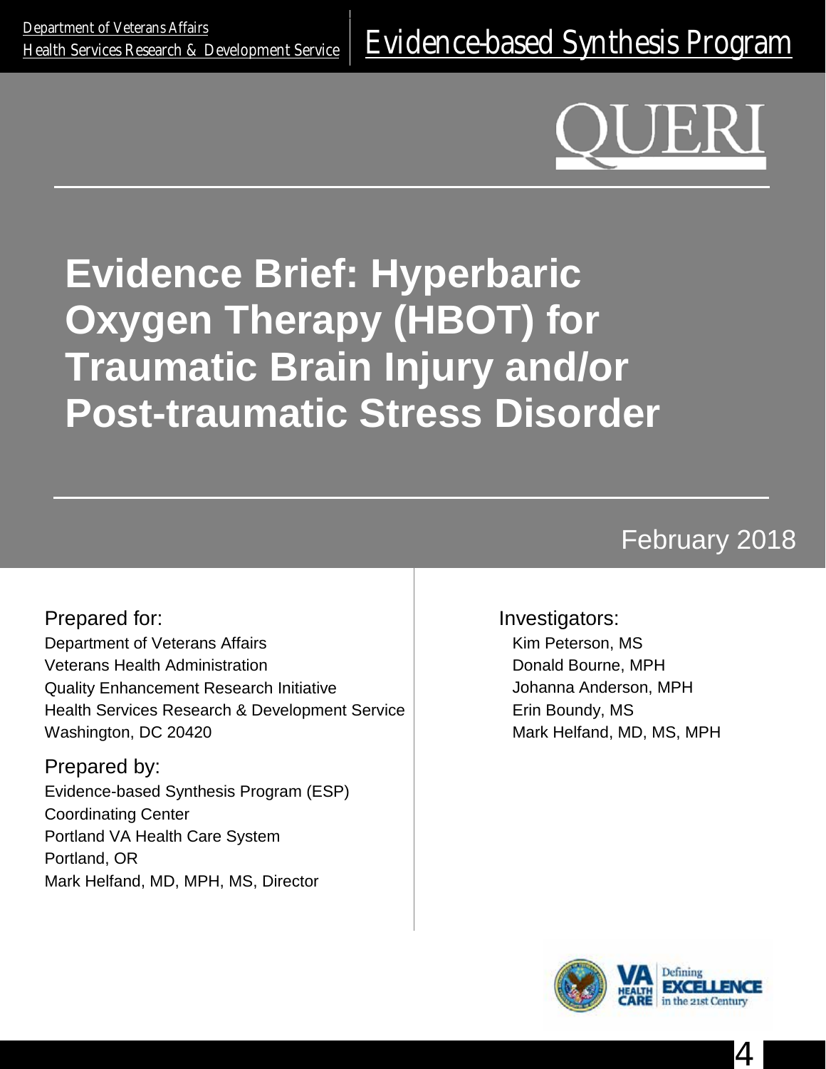Department of Veterans Affairs
Health Services Research & Development Service

Evidence-based Synthesis Program

QUERI

# Evidence Brief: Hyperbaric Oxygen Therapy (HBOT) for Traumatic Brain Injury and/or Post-traumatic Stress Disorder

February 2018

Prepared for:
Department of Veterans Affairs
Veterans Health Administration
Quality Enhancement Research Initiative
Health Services Research & Development Service
Washington, DC 20420

Prepared by:
Evidence-based Synthesis Program (ESP)
Coordinating Center
Portland VA Health Care System
Portland, OR
Mark Helfand, MD, MPH, MS, Director

Investigators:
Kim Peterson, MS
Donald Bourne, MPH
Johanna Anderson, MPH
Erin Boundy, MS
Mark Helfand, MD, MS, MPH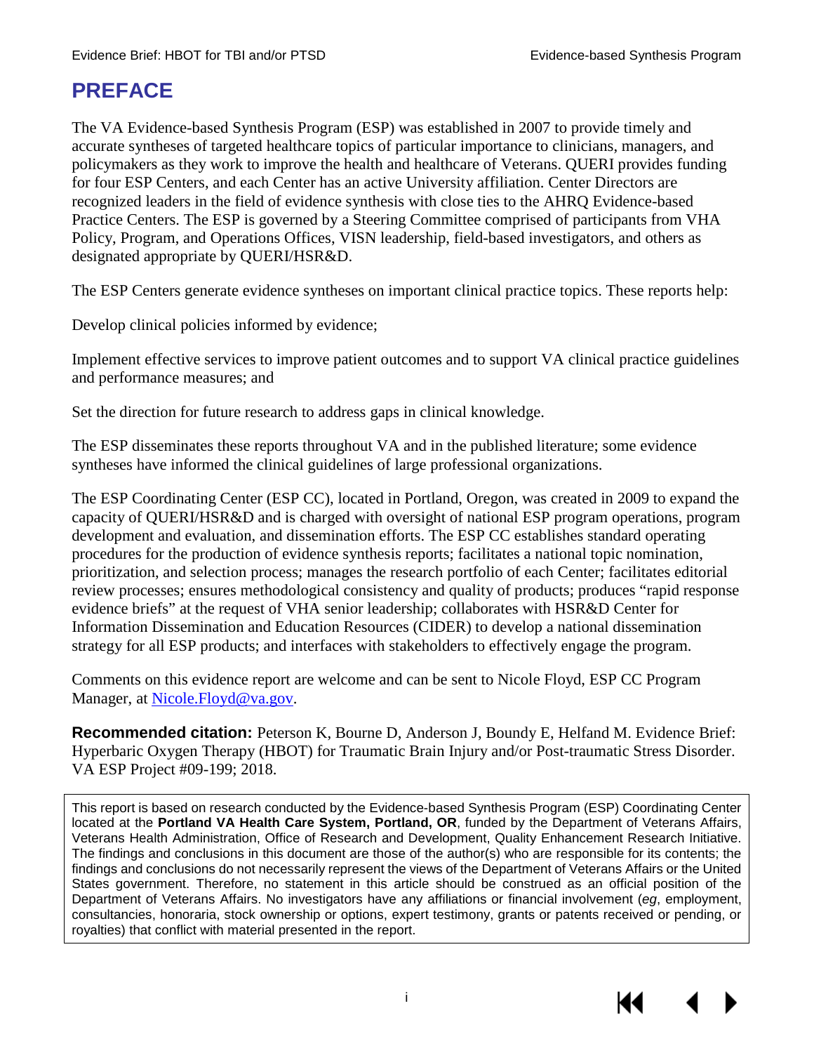# PREFACE

The VA Evidence-based Synthesis Program (ESP) was established in 2007 to provide timely and accurate syntheses of targeted healthcare topics of particular importance to clinicians, managers, and policymakers as they work to improve the health and healthcare of Veterans. QUERI provides funding for four ESP Centers, and each Center has an active University affiliation. Center Directors are recognized leaders in the field of evidence synthesis with close ties to the AHRQ Evidence-based Practice Centers. The ESP is governed by a Steering Committee comprised of participants from VHA Policy, Program, and Operations Offices, VISN leadership, field-based investigators, and others as designated appropriate by QUERI/HSR&D.

The ESP Centers generate evidence syntheses on important clinical practice topics. These reports help:

Develop clinical policies informed by evidence;

Implement effective services to improve patient outcomes and to support VA clinical practice guidelines and performance measures; and

Set the direction for future research to address gaps in clinical knowledge.

The ESP disseminates these reports throughout VA and in the published literature; some evidence syntheses have informed the clinical guidelines of large professional organizations.

The ESP Coordinating Center (ESP CC), located in Portland, Oregon, was created in 2009 to expand the capacity of QUERI/HSR&D and is charged with oversight of national ESP program operations, program development and evaluation, and dissemination efforts. The ESP CC establishes standard operating procedures for the production of evidence synthesis reports; facilitates a national topic nomination, prioritization, and selection process; manages the research portfolio of each Center; facilitates editorial review processes; ensures methodological consistency and quality of products; produces "rapid response evidence briefs" at the request of VHA senior leadership; collaborates with HSR&D Center for Information Dissemination and Education Resources (CIDER) to develop a national dissemination strategy for all ESP products; and interfaces with stakeholders to effectively engage the program.

Comments on this evidence report are welcome and can be sent to Nicole Floyd, ESP CC Program Manager, at Nicole.Floyd@va.gov.

**Recommended citation:** Peterson K, Bourne D, Anderson J, Boundy E, Helfand M. Evidence Brief: Hyperbaric Oxygen Therapy (HBOT) for Traumatic Brain Injury and/or Post-traumatic Stress Disorder. VA ESP Project #09-199; 2018.

This report is based on research conducted by the Evidence-based Synthesis Program (ESP) Coordinating Center located at the **Portland VA Health Care System, Portland, OR**, funded by the Department of Veterans Affairs, Veterans Health Administration, Office of Research and Development, Quality Enhancement Research Initiative. The findings and conclusions in this document are those of the author(s) who are responsible for its contents; the findings and conclusions do not necessarily represent the views of the Department of Veterans Affairs or the United States government. Therefore, no statement in this article should be construed as an official position of the Department of Veterans Affairs. No investigators have any affiliations or financial involvement (*eg*, employment, consultancies, honoraria, stock ownership or options, expert testimony, grants or patents received or pending, or royalties) that conflict with material presented in the report.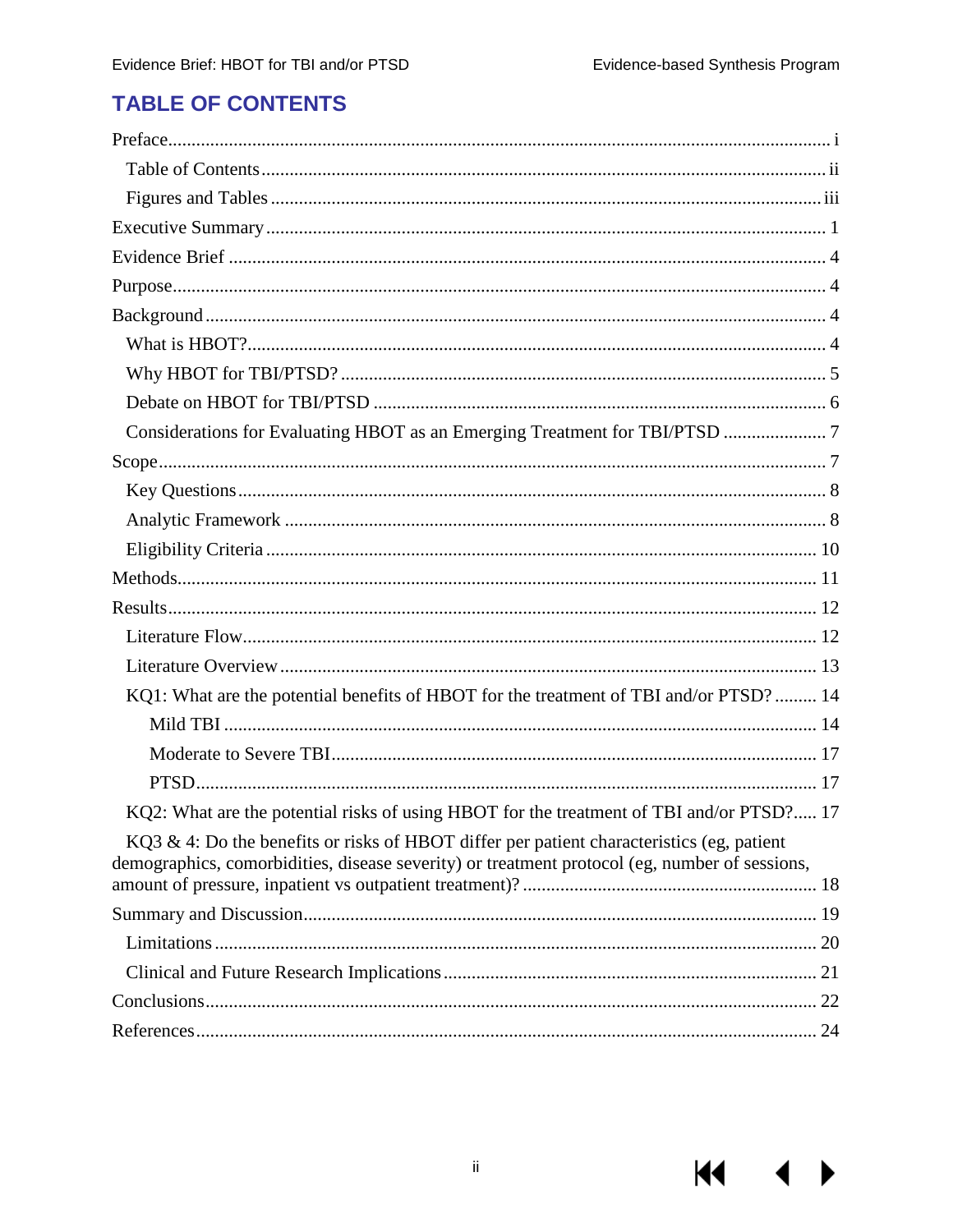# TABLE OF CONTENTS

Preface ..... i

- Table of Contents ..... ii
- Figures and Tables ..... iii

Executive Summary ..... 1

Evidence Brief ..... 4

Purpose ..... 4

Background ..... 4

- What is HBOT? ..... 4
- Why HBOT for TBI/PTSD? ..... 5
- Debate on HBOT for TBI/PTSD ..... 6
- Considerations for Evaluating HBOT as an Emerging Treatment for TBI/PTSD ..... 7

Scope ..... 7

- Key Questions ..... 8
- Analytic Framework ..... 8
- Eligibility Criteria ..... 10

Methods ..... 11

Results ..... 12

- Literature Flow ..... 12
- Literature Overview ..... 13
- KQ1: What are the potential benefits of HBOT for the treatment of TBI and/or PTSD? ..... 14
  - Mild TBI ..... 14
  - Moderate to Severe TBI ..... 17
  - PTSD ..... 17
- KQ2: What are the potential risks of using HBOT for the treatment of TBI and/or PTSD? ..... 17
- KQ3 & 4: Do the benefits or risks of HBOT differ per patient characteristics (eg, patient demographics, comorbidities, disease severity) or treatment protocol (eg, number of sessions, amount of pressure, inpatient vs outpatient treatment)? ..... 18

Summary and Discussion ..... 19

- Limitations ..... 20
- Clinical and Future Research Implications ..... 21

Conclusions ..... 22

References ..... 24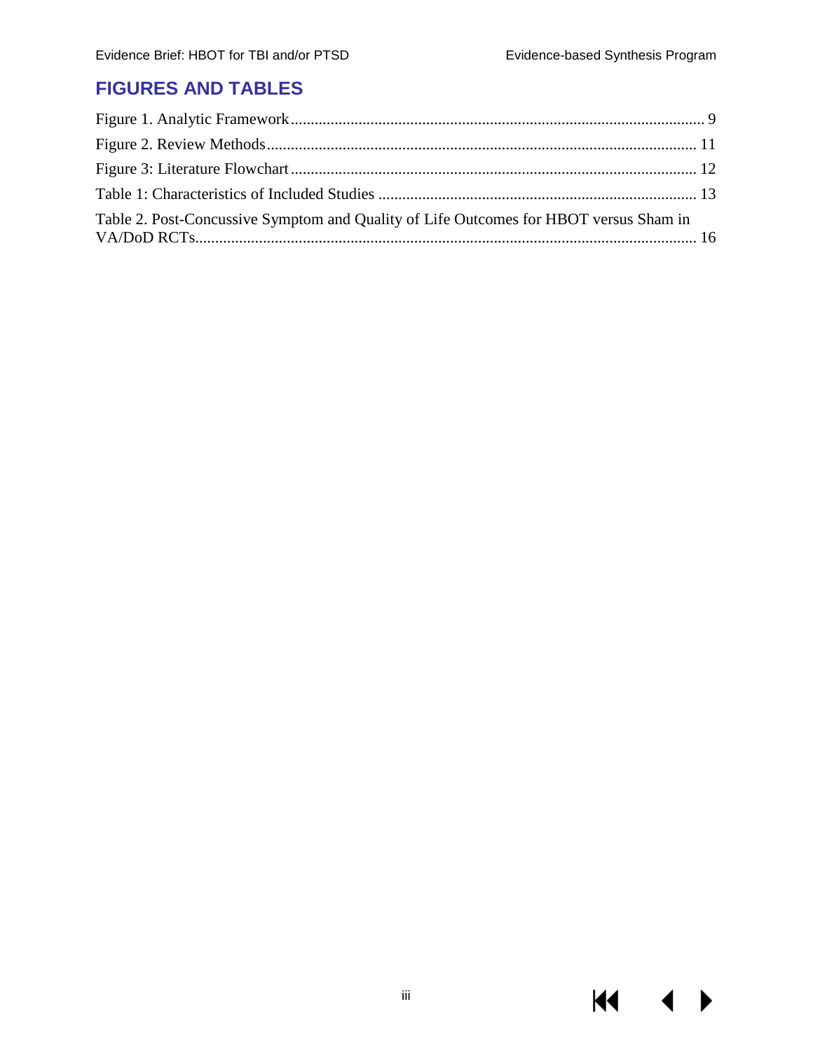# FIGURES AND TABLES

Figure 1. Analytic Framework ........................................................................................................ 9

Figure 2. Review Methods ........................................................................................................... 11

Figure 3: Literature Flowchart ..................................................................................................... 12

Table 1: Characteristics of Included Studies ............................................................................... 13

Table 2. Post-Concussive Symptom and Quality of Life Outcomes for HBOT versus Sham in VA/DoD RCTs ............................................................................................................................. 16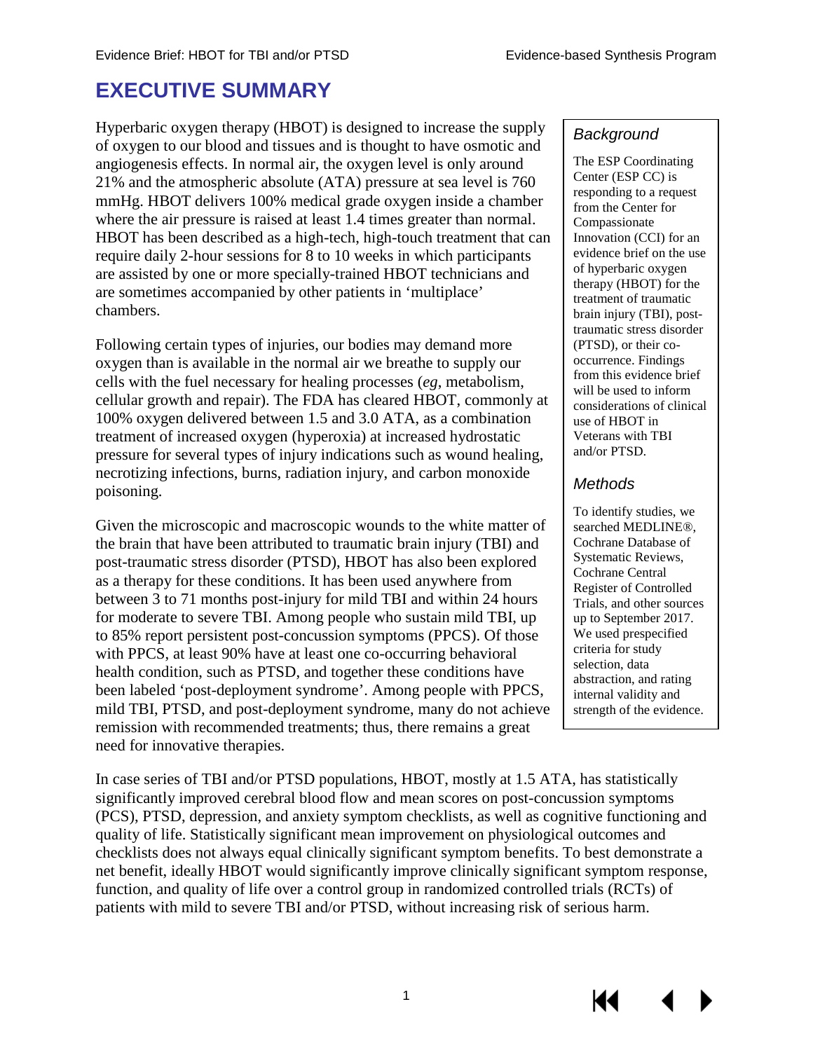# EXECUTIVE SUMMARY

Hyperbaric oxygen therapy (HBOT) is designed to increase the supply of oxygen to our blood and tissues and is thought to have osmotic and angiogenesis effects. In normal air, the oxygen level is only around 21% and the atmospheric absolute (ATA) pressure at sea level is 760 mmHg. HBOT delivers 100% medical grade oxygen inside a chamber where the air pressure is raised at least 1.4 times greater than normal. HBOT has been described as a high-tech, high-touch treatment that can require daily 2-hour sessions for 8 to 10 weeks in which participants are assisted by one or more specially-trained HBOT technicians and are sometimes accompanied by other patients in 'multiplace' chambers.

Following certain types of injuries, our bodies may demand more oxygen than is available in the normal air we breathe to supply our cells with the fuel necessary for healing processes (*eg*, metabolism, cellular growth and repair). The FDA has cleared HBOT, commonly at 100% oxygen delivered between 1.5 and 3.0 ATA, as a combination treatment of increased oxygen (hyperoxia) at increased hydrostatic pressure for several types of injury indications such as wound healing, necrotizing infections, burns, radiation injury, and carbon monoxide poisoning.

Given the microscopic and macroscopic wounds to the white matter of the brain that have been attributed to traumatic brain injury (TBI) and post-traumatic stress disorder (PTSD), HBOT has also been explored as a therapy for these conditions. It has been used anywhere from between 3 to 71 months post-injury for mild TBI and within 24 hours for moderate to severe TBI. Among people who sustain mild TBI, up to 85% report persistent post-concussion symptoms (PPCS). Of those with PPCS, at least 90% have at least one co-occurring behavioral health condition, such as PTSD, and together these conditions have been labeled 'post-deployment syndrome'. Among people with PPCS, mild TBI, PTSD, and post-deployment syndrome, many do not achieve remission with recommended treatments; thus, there remains a great need for innovative therapies.

In case series of TBI and/or PTSD populations, HBOT, mostly at 1.5 ATA, has statistically significantly improved cerebral blood flow and mean scores on post-concussion symptoms (PCS), PTSD, depression, and anxiety symptom checklists, as well as cognitive functioning and quality of life. Statistically significant mean improvement on physiological outcomes and checklists does not always equal clinically significant symptom benefits. To best demonstrate a net benefit, ideally HBOT would significantly improve clinically significant symptom response, function, and quality of life over a control group in randomized controlled trials (RCTs) of patients with mild to severe TBI and/or PTSD, without increasing risk of serious harm.

### *Background*

The ESP Coordinating Center (ESP CC) is responding to a request from the Center for Compassionate Innovation (CCI) for an evidence brief on the use of hyperbaric oxygen therapy (HBOT) for the treatment of traumatic brain injury (TBI), post-traumatic stress disorder (PTSD), or their co-occurrence. Findings from this evidence brief will be used to inform considerations of clinical use of HBOT in Veterans with TBI and/or PTSD.

### *Methods*

To identify studies, we searched MEDLINE®, Cochrane Database of Systematic Reviews, Cochrane Central Register of Controlled Trials, and other sources up to September 2017. We used prespecified criteria for study selection, data abstraction, and rating internal validity and strength of the evidence.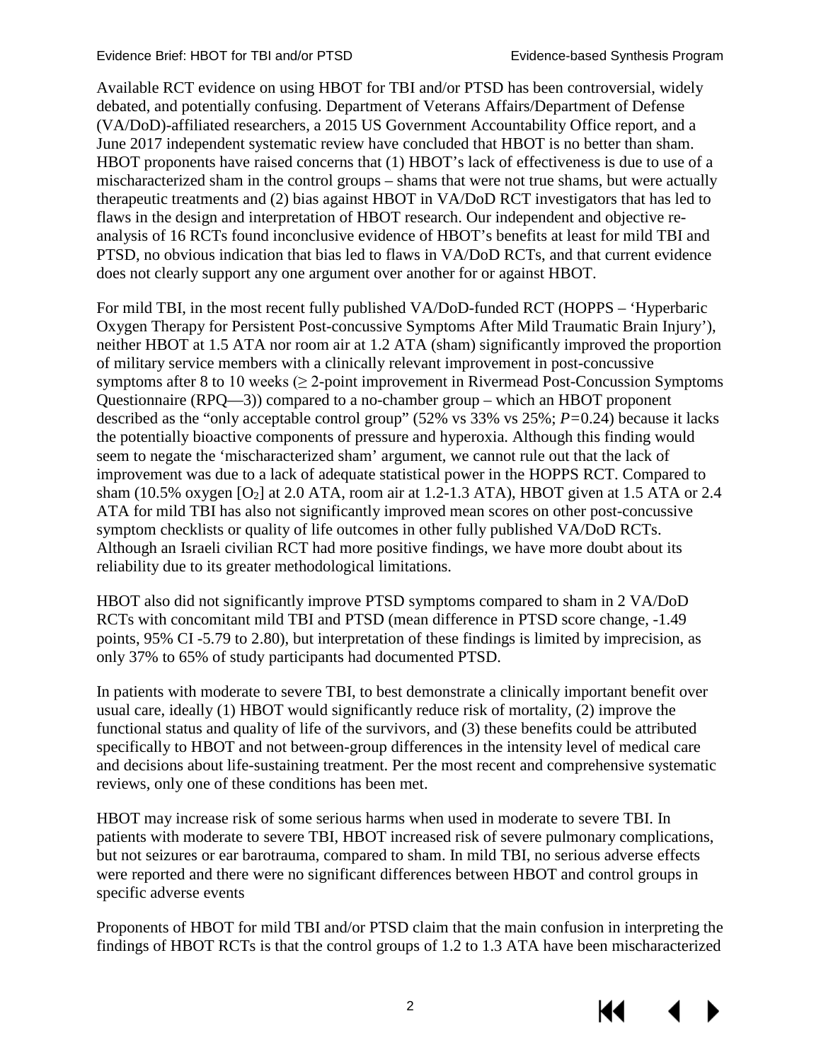Available RCT evidence on using HBOT for TBI and/or PTSD has been controversial, widely debated, and potentially confusing. Department of Veterans Affairs/Department of Defense (VA/DoD)-affiliated researchers, a 2015 US Government Accountability Office report, and a June 2017 independent systematic review have concluded that HBOT is no better than sham. HBOT proponents have raised concerns that (1) HBOT's lack of effectiveness is due to use of a mischaracterized sham in the control groups – shams that were not true shams, but were actually therapeutic treatments and (2) bias against HBOT in VA/DoD RCT investigators that has led to flaws in the design and interpretation of HBOT research. Our independent and objective re-analysis of 16 RCTs found inconclusive evidence of HBOT's benefits at least for mild TBI and PTSD, no obvious indication that bias led to flaws in VA/DoD RCTs, and that current evidence does not clearly support any one argument over another for or against HBOT.

For mild TBI, in the most recent fully published VA/DoD-funded RCT (HOPPS – 'Hyperbaric Oxygen Therapy for Persistent Post-concussive Symptoms After Mild Traumatic Brain Injury'), neither HBOT at 1.5 ATA nor room air at 1.2 ATA (sham) significantly improved the proportion of military service members with a clinically relevant improvement in post-concussive symptoms after 8 to 10 weeks (≥ 2-point improvement in Rivermead Post-Concussion Symptoms Questionnaire (RPQ—3)) compared to a no-chamber group – which an HBOT proponent described as the "only acceptable control group" (52% vs 33% vs 25%; $P=0.24$) because it lacks the potentially bioactive components of pressure and hyperoxia. Although this finding would seem to negate the 'mischaracterized sham' argument, we cannot rule out that the lack of improvement was due to a lack of adequate statistical power in the HOPPS RCT. Compared to sham (10.5% oxygen [$O_2$] at 2.0 ATA, room air at 1.2-1.3 ATA), HBOT given at 1.5 ATA or 2.4 ATA for mild TBI has also not significantly improved mean scores on other post-concussive symptom checklists or quality of life outcomes in other fully published VA/DoD RCTs. Although an Israeli civilian RCT had more positive findings, we have more doubt about its reliability due to its greater methodological limitations.

HBOT also did not significantly improve PTSD symptoms compared to sham in 2 VA/DoD RCTs with concomitant mild TBI and PTSD (mean difference in PTSD score change, -1.49 points, 95% CI -5.79 to 2.80), but interpretation of these findings is limited by imprecision, as only 37% to 65% of study participants had documented PTSD.

In patients with moderate to severe TBI, to best demonstrate a clinically important benefit over usual care, ideally (1) HBOT would significantly reduce risk of mortality, (2) improve the functional status and quality of life of the survivors, and (3) these benefits could be attributed specifically to HBOT and not between-group differences in the intensity level of medical care and decisions about life-sustaining treatment. Per the most recent and comprehensive systematic reviews, only one of these conditions has been met.

HBOT may increase risk of some serious harms when used in moderate to severe TBI. In patients with moderate to severe TBI, HBOT increased risk of severe pulmonary complications, but not seizures or ear barotrauma, compared to sham. In mild TBI, no serious adverse effects were reported and there were no significant differences between HBOT and control groups in specific adverse events

Proponents of HBOT for mild TBI and/or PTSD claim that the main confusion in interpreting the findings of HBOT RCTs is that the control groups of 1.2 to 1.3 ATA have been mischaracterized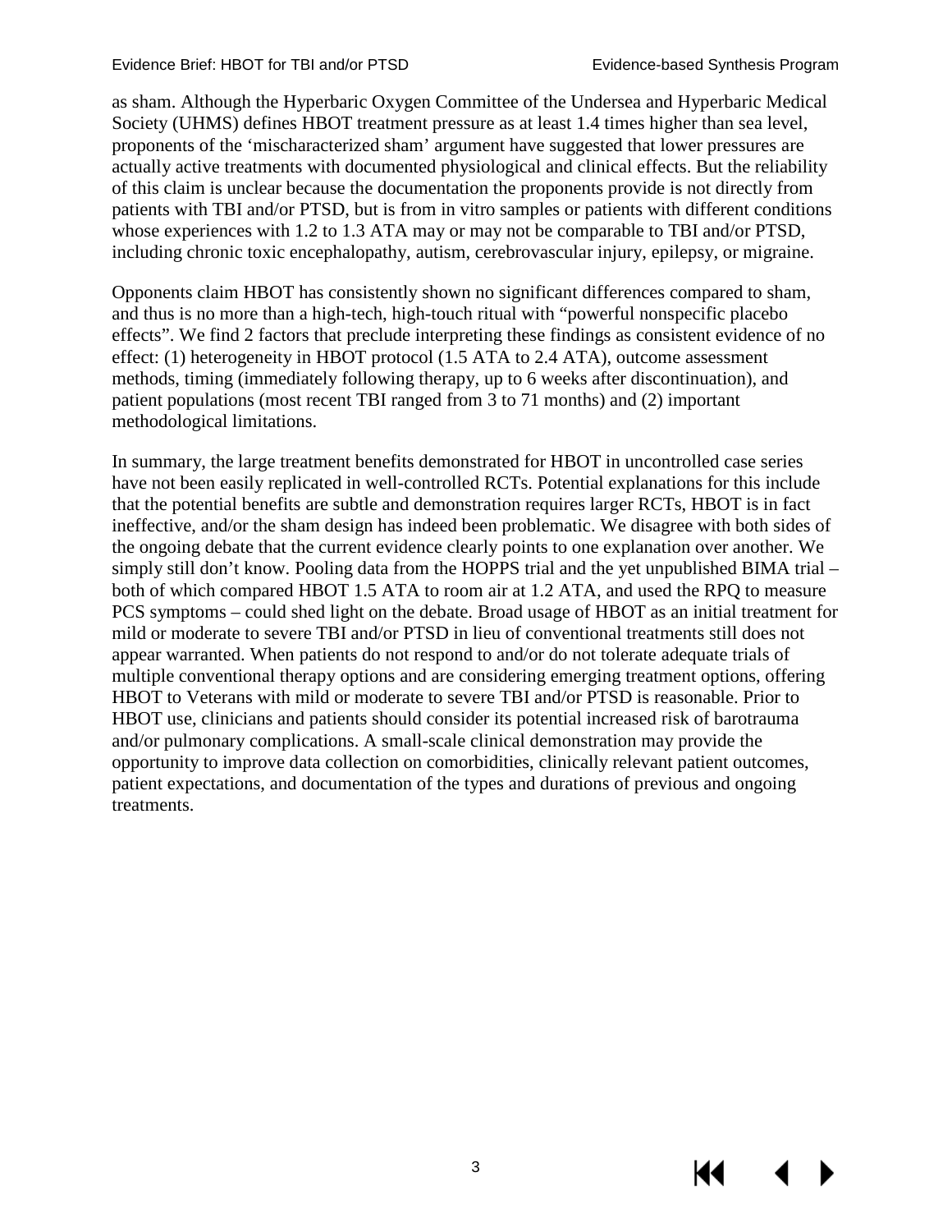as sham. Although the Hyperbaric Oxygen Committee of the Undersea and Hyperbaric Medical Society (UHMS) defines HBOT treatment pressure as at least 1.4 times higher than sea level, proponents of the 'mischaracterized sham' argument have suggested that lower pressures are actually active treatments with documented physiological and clinical effects. But the reliability of this claim is unclear because the documentation the proponents provide is not directly from patients with TBI and/or PTSD, but is from in vitro samples or patients with different conditions whose experiences with 1.2 to 1.3 ATA may or may not be comparable to TBI and/or PTSD, including chronic toxic encephalopathy, autism, cerebrovascular injury, epilepsy, or migraine.

Opponents claim HBOT has consistently shown no significant differences compared to sham, and thus is no more than a high-tech, high-touch ritual with "powerful nonspecific placebo effects". We find 2 factors that preclude interpreting these findings as consistent evidence of no effect: (1) heterogeneity in HBOT protocol (1.5 ATA to 2.4 ATA), outcome assessment methods, timing (immediately following therapy, up to 6 weeks after discontinuation), and patient populations (most recent TBI ranged from 3 to 71 months) and (2) important methodological limitations.

In summary, the large treatment benefits demonstrated for HBOT in uncontrolled case series have not been easily replicated in well-controlled RCTs. Potential explanations for this include that the potential benefits are subtle and demonstration requires larger RCTs, HBOT is in fact ineffective, and/or the sham design has indeed been problematic. We disagree with both sides of the ongoing debate that the current evidence clearly points to one explanation over another. We simply still don't know. Pooling data from the HOPPS trial and the yet unpublished BIMA trial – both of which compared HBOT 1.5 ATA to room air at 1.2 ATA, and used the RPQ to measure PCS symptoms – could shed light on the debate. Broad usage of HBOT as an initial treatment for mild or moderate to severe TBI and/or PTSD in lieu of conventional treatments still does not appear warranted. When patients do not respond to and/or do not tolerate adequate trials of multiple conventional therapy options and are considering emerging treatment options, offering HBOT to Veterans with mild or moderate to severe TBI and/or PTSD is reasonable. Prior to HBOT use, clinicians and patients should consider its potential increased risk of barotrauma and/or pulmonary complications. A small-scale clinical demonstration may provide the opportunity to improve data collection on comorbidities, clinically relevant patient outcomes, patient expectations, and documentation of the types and durations of previous and ongoing treatments.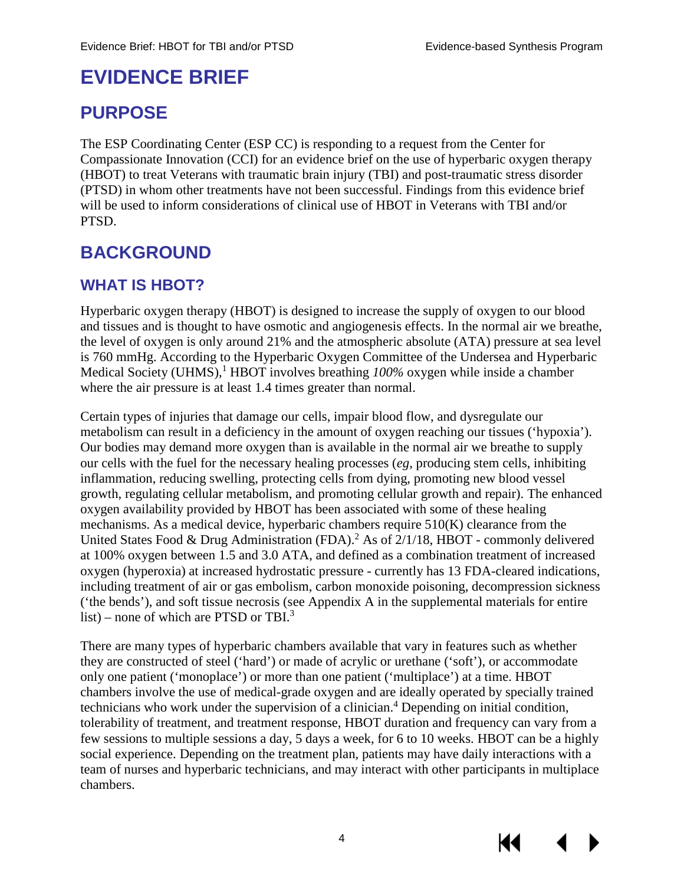# EVIDENCE BRIEF

## PURPOSE

The ESP Coordinating Center (ESP CC) is responding to a request from the Center for Compassionate Innovation (CCI) for an evidence brief on the use of hyperbaric oxygen therapy (HBOT) to treat Veterans with traumatic brain injury (TBI) and post-traumatic stress disorder (PTSD) in whom other treatments have not been successful. Findings from this evidence brief will be used to inform considerations of clinical use of HBOT in Veterans with TBI and/or PTSD.

## BACKGROUND

### WHAT IS HBOT?

Hyperbaric oxygen therapy (HBOT) is designed to increase the supply of oxygen to our blood and tissues and is thought to have osmotic and angiogenesis effects. In the normal air we breathe, the level of oxygen is only around 21% and the atmospheric absolute (ATA) pressure at sea level is 760 mmHg. According to the Hyperbaric Oxygen Committee of the Undersea and Hyperbaric Medical Society (UHMS),[1] HBOT involves breathing *100%* oxygen while inside a chamber where the air pressure is at least 1.4 times greater than normal.

Certain types of injuries that damage our cells, impair blood flow, and dysregulate our metabolism can result in a deficiency in the amount of oxygen reaching our tissues ('hypoxia'). Our bodies may demand more oxygen than is available in the normal air we breathe to supply our cells with the fuel for the necessary healing processes (*eg*, producing stem cells, inhibiting inflammation, reducing swelling, protecting cells from dying, promoting new blood vessel growth, regulating cellular metabolism, and promoting cellular growth and repair). The enhanced oxygen availability provided by HBOT has been associated with some of these healing mechanisms. As a medical device, hyperbaric chambers require 510(K) clearance from the United States Food & Drug Administration (FDA).[2] As of 2/1/18, HBOT - commonly delivered at 100% oxygen between 1.5 and 3.0 ATA, and defined as a combination treatment of increased oxygen (hyperoxia) at increased hydrostatic pressure - currently has 13 FDA-cleared indications, including treatment of air or gas embolism, carbon monoxide poisoning, decompression sickness ('the bends'), and soft tissue necrosis (see Appendix A in the supplemental materials for entire list) – none of which are PTSD or TBI.[3]

There are many types of hyperbaric chambers available that vary in features such as whether they are constructed of steel ('hard') or made of acrylic or urethane ('soft'), or accommodate only one patient ('monoplace') or more than one patient ('multiplace') at a time. HBOT chambers involve the use of medical-grade oxygen and are ideally operated by specially trained technicians who work under the supervision of a clinician.[4] Depending on initial condition, tolerability of treatment, and treatment response, HBOT duration and frequency can vary from a few sessions to multiple sessions a day, 5 days a week, for 6 to 10 weeks. HBOT can be a highly social experience. Depending on the treatment plan, patients may have daily interactions with a team of nurses and hyperbaric technicians, and may interact with other participants in multiplace chambers.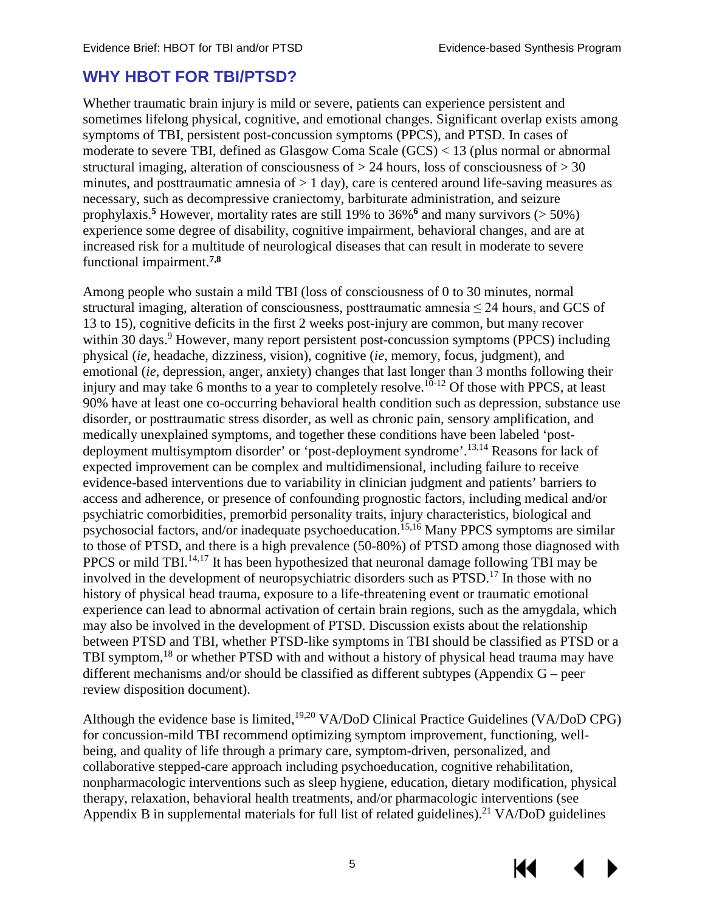## WHY HBOT FOR TBI/PTSD?

Whether traumatic brain injury is mild or severe, patients can experience persistent and sometimes lifelong physical, cognitive, and emotional changes. Significant overlap exists among symptoms of TBI, persistent post-concussion symptoms (PPCS), and PTSD. In cases of moderate to severe TBI, defined as Glasgow Coma Scale (GCS) < 13 (plus normal or abnormal structural imaging, alteration of consciousness of > 24 hours, loss of consciousness of > 30 minutes, and posttraumatic amnesia of > 1 day), care is centered around life-saving measures as necessary, such as decompressive craniectomy, barbiturate administration, and seizure prophylaxis.[5] However, mortality rates are still 19% to 36%[6] and many survivors (> 50%) experience some degree of disability, cognitive impairment, behavioral changes, and are at increased risk for a multitude of neurological diseases that can result in moderate to severe functional impairment.[7,8]

Among people who sustain a mild TBI (loss of consciousness of 0 to 30 minutes, normal structural imaging, alteration of consciousness, posttraumatic amnesia ≤ 24 hours, and GCS of 13 to 15), cognitive deficits in the first 2 weeks post-injury are common, but many recover within 30 days.[9] However, many report persistent post-concussion symptoms (PPCS) including physical (*ie,* headache, dizziness, vision), cognitive (*ie,* memory, focus, judgment), and emotional (*ie,* depression, anger, anxiety) changes that last longer than 3 months following their injury and may take 6 months to a year to completely resolve.[10-12] Of those with PPCS, at least 90% have at least one co-occurring behavioral health condition such as depression, substance use disorder, or posttraumatic stress disorder, as well as chronic pain, sensory amplification, and medically unexplained symptoms, and together these conditions have been labeled 'post-deployment multisymptom disorder' or 'post-deployment syndrome'.[13,14] Reasons for lack of expected improvement can be complex and multidimensional, including failure to receive evidence-based interventions due to variability in clinician judgment and patients' barriers to access and adherence, or presence of confounding prognostic factors, including medical and/or psychiatric comorbidities, premorbid personality traits, injury characteristics, biological and psychosocial factors, and/or inadequate psychoeducation.[15,16] Many PPCS symptoms are similar to those of PTSD, and there is a high prevalence (50-80%) of PTSD among those diagnosed with PPCS or mild TBI.[14,17] It has been hypothesized that neuronal damage following TBI may be involved in the development of neuropsychiatric disorders such as PTSD.[17] In those with no history of physical head trauma, exposure to a life-threatening event or traumatic emotional experience can lead to abnormal activation of certain brain regions, such as the amygdala, which may also be involved in the development of PTSD. Discussion exists about the relationship between PTSD and TBI, whether PTSD-like symptoms in TBI should be classified as PTSD or a TBI symptom,[18] or whether PTSD with and without a history of physical head trauma may have different mechanisms and/or should be classified as different subtypes (Appendix G – peer review disposition document).

Although the evidence base is limited,[19,20] VA/DoD Clinical Practice Guidelines (VA/DoD CPG) for concussion-mild TBI recommend optimizing symptom improvement, functioning, well-being, and quality of life through a primary care, symptom-driven, personalized, and collaborative stepped-care approach including psychoeducation, cognitive rehabilitation, nonpharmacologic interventions such as sleep hygiene, education, dietary modification, physical therapy, relaxation, behavioral health treatments, and/or pharmacologic interventions (see Appendix B in supplemental materials for full list of related guidelines).[21] VA/DoD guidelines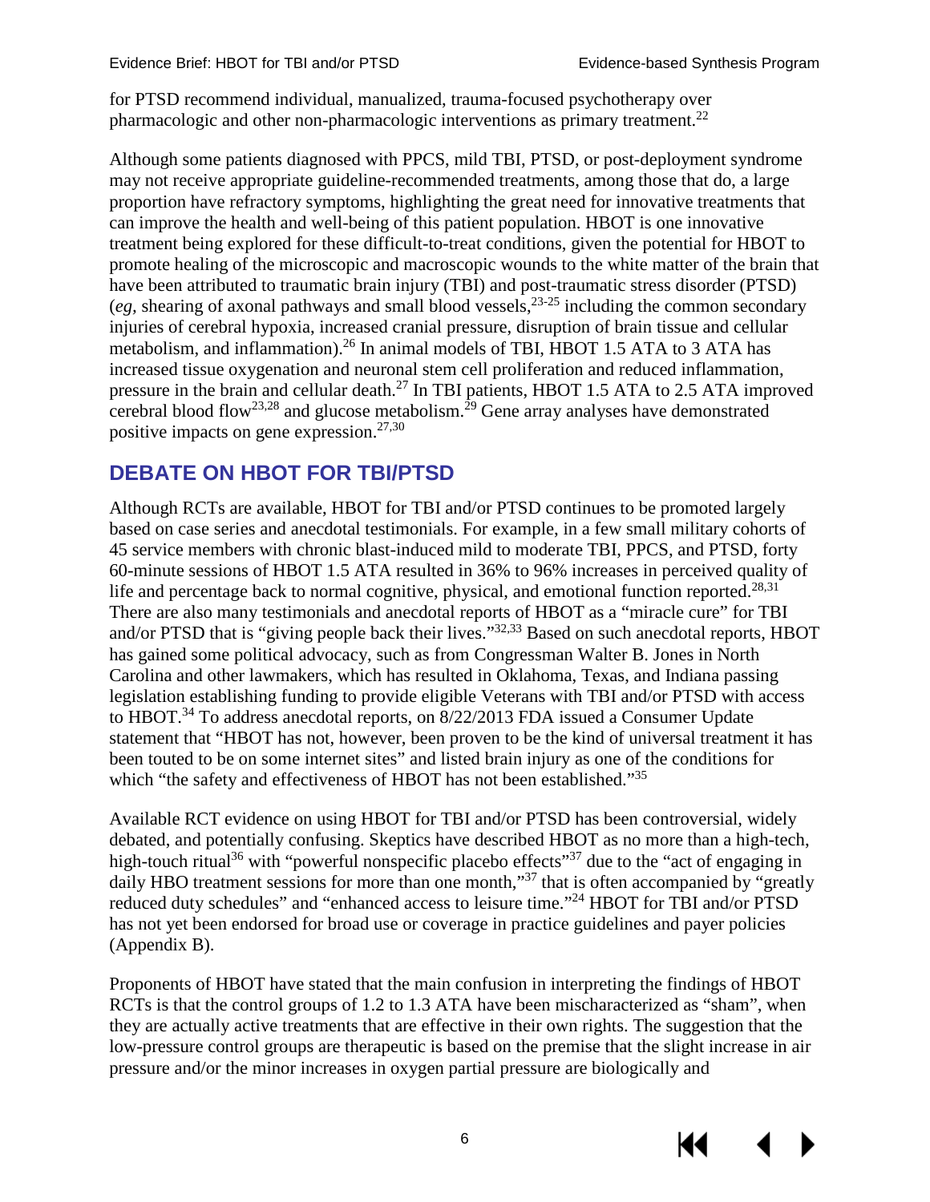for PTSD recommend individual, manualized, trauma-focused psychotherapy over pharmacologic and other non-pharmacologic interventions as primary treatment.[22]

Although some patients diagnosed with PPCS, mild TBI, PTSD, or post-deployment syndrome may not receive appropriate guideline-recommended treatments, among those that do, a large proportion have refractory symptoms, highlighting the great need for innovative treatments that can improve the health and well-being of this patient population. HBOT is one innovative treatment being explored for these difficult-to-treat conditions, given the potential for HBOT to promote healing of the microscopic and macroscopic wounds to the white matter of the brain that have been attributed to traumatic brain injury (TBI) and post-traumatic stress disorder (PTSD) (*eg,* shearing of axonal pathways and small blood vessels,[23-25] including the common secondary injuries of cerebral hypoxia, increased cranial pressure, disruption of brain tissue and cellular metabolism, and inflammation).[26] In animal models of TBI, HBOT 1.5 ATA to 3 ATA has increased tissue oxygenation and neuronal stem cell proliferation and reduced inflammation, pressure in the brain and cellular death.[27] In TBI patients, HBOT 1.5 ATA to 2.5 ATA improved cerebral blood flow[23,28] and glucose metabolism.[29] Gene array analyses have demonstrated positive impacts on gene expression.[27,30]

## DEBATE ON HBOT FOR TBI/PTSD

Although RCTs are available, HBOT for TBI and/or PTSD continues to be promoted largely based on case series and anecdotal testimonials. For example, in a few small military cohorts of 45 service members with chronic blast-induced mild to moderate TBI, PPCS, and PTSD, forty 60-minute sessions of HBOT 1.5 ATA resulted in 36% to 96% increases in perceived quality of life and percentage back to normal cognitive, physical, and emotional function reported.[28,31] There are also many testimonials and anecdotal reports of HBOT as a "miracle cure" for TBI and/or PTSD that is "giving people back their lives."[32,33] Based on such anecdotal reports, HBOT has gained some political advocacy, such as from Congressman Walter B. Jones in North Carolina and other lawmakers, which has resulted in Oklahoma, Texas, and Indiana passing legislation establishing funding to provide eligible Veterans with TBI and/or PTSD with access to HBOT.[34] To address anecdotal reports, on 8/22/2013 FDA issued a Consumer Update statement that "HBOT has not, however, been proven to be the kind of universal treatment it has been touted to be on some internet sites" and listed brain injury as one of the conditions for which "the safety and effectiveness of HBOT has not been established."[35]

Available RCT evidence on using HBOT for TBI and/or PTSD has been controversial, widely debated, and potentially confusing. Skeptics have described HBOT as no more than a high-tech, high-touch ritual[36] with "powerful nonspecific placebo effects"[37] due to the "act of engaging in daily HBO treatment sessions for more than one month,"[37] that is often accompanied by "greatly reduced duty schedules" and "enhanced access to leisure time."[24] HBOT for TBI and/or PTSD has not yet been endorsed for broad use or coverage in practice guidelines and payer policies (Appendix B).

Proponents of HBOT have stated that the main confusion in interpreting the findings of HBOT RCTs is that the control groups of 1.2 to 1.3 ATA have been mischaracterized as "sham", when they are actually active treatments that are effective in their own rights. The suggestion that the low-pressure control groups are therapeutic is based on the premise that the slight increase in air pressure and/or the minor increases in oxygen partial pressure are biologically and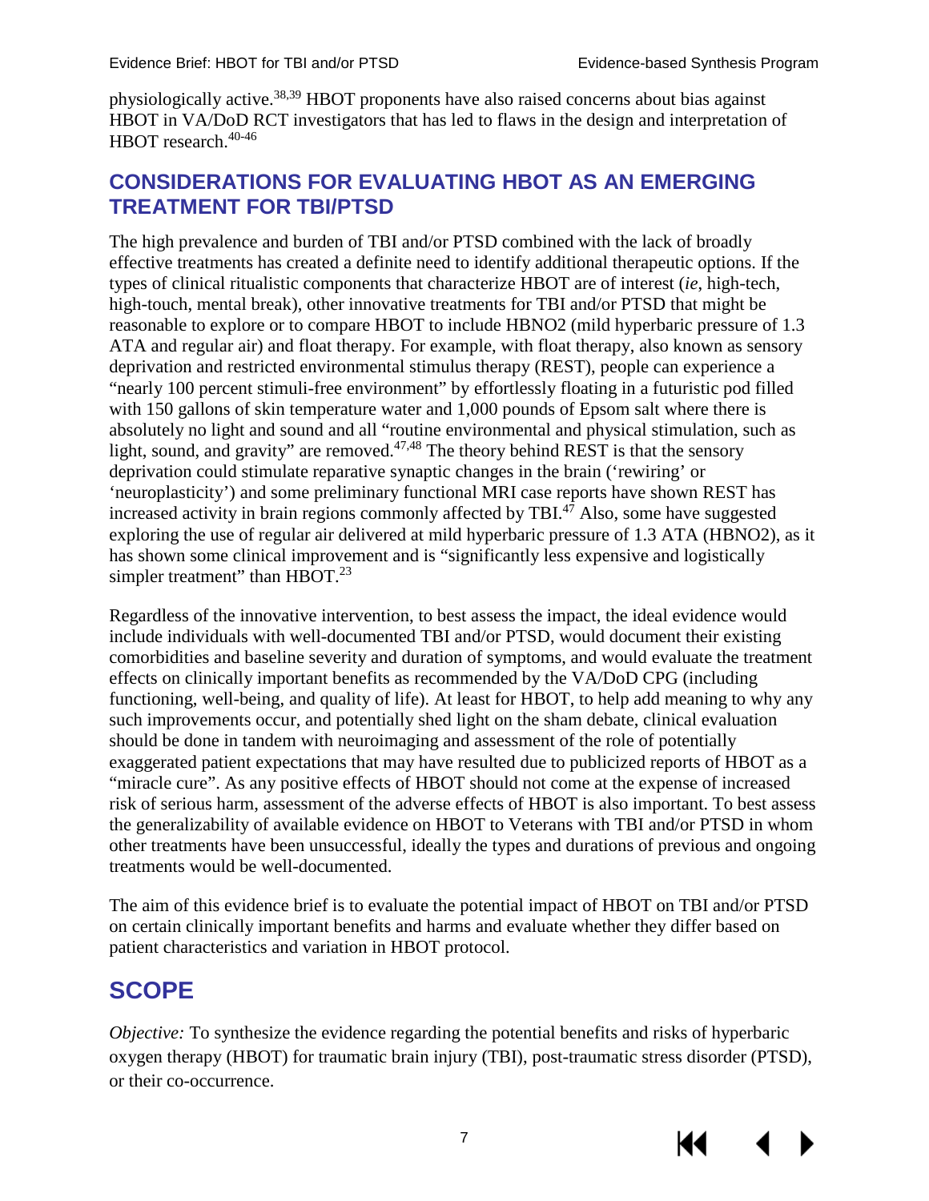physiologically active.[38,39] HBOT proponents have also raised concerns about bias against HBOT in VA/DoD RCT investigators that has led to flaws in the design and interpretation of HBOT research.[40-46]

## CONSIDERATIONS FOR EVALUATING HBOT AS AN EMERGING TREATMENT FOR TBI/PTSD

The high prevalence and burden of TBI and/or PTSD combined with the lack of broadly effective treatments has created a definite need to identify additional therapeutic options. If the types of clinical ritualistic components that characterize HBOT are of interest (*ie*, high-tech, high-touch, mental break), other innovative treatments for TBI and/or PTSD that might be reasonable to explore or to compare HBOT to include HBNO2 (mild hyperbaric pressure of 1.3 ATA and regular air) and float therapy. For example, with float therapy, also known as sensory deprivation and restricted environmental stimulus therapy (REST), people can experience a "nearly 100 percent stimuli-free environment" by effortlessly floating in a futuristic pod filled with 150 gallons of skin temperature water and 1,000 pounds of Epsom salt where there is absolutely no light and sound and all "routine environmental and physical stimulation, such as light, sound, and gravity" are removed.[47,48] The theory behind REST is that the sensory deprivation could stimulate reparative synaptic changes in the brain ('rewiring' or 'neuroplasticity') and some preliminary functional MRI case reports have shown REST has increased activity in brain regions commonly affected by TBI.[47] Also, some have suggested exploring the use of regular air delivered at mild hyperbaric pressure of 1.3 ATA (HBNO2), as it has shown some clinical improvement and is "significantly less expensive and logistically simpler treatment" than HBOT.[23]

Regardless of the innovative intervention, to best assess the impact, the ideal evidence would include individuals with well-documented TBI and/or PTSD, would document their existing comorbidities and baseline severity and duration of symptoms, and would evaluate the treatment effects on clinically important benefits as recommended by the VA/DoD CPG (including functioning, well-being, and quality of life). At least for HBOT, to help add meaning to why any such improvements occur, and potentially shed light on the sham debate, clinical evaluation should be done in tandem with neuroimaging and assessment of the role of potentially exaggerated patient expectations that may have resulted due to publicized reports of HBOT as a "miracle cure". As any positive effects of HBOT should not come at the expense of increased risk of serious harm, assessment of the adverse effects of HBOT is also important. To best assess the generalizability of available evidence on HBOT to Veterans with TBI and/or PTSD in whom other treatments have been unsuccessful, ideally the types and durations of previous and ongoing treatments would be well-documented.

The aim of this evidence brief is to evaluate the potential impact of HBOT on TBI and/or PTSD on certain clinically important benefits and harms and evaluate whether they differ based on patient characteristics and variation in HBOT protocol.

# SCOPE

*Objective:* To synthesize the evidence regarding the potential benefits and risks of hyperbaric oxygen therapy (HBOT) for traumatic brain injury (TBI), post-traumatic stress disorder (PTSD), or their co-occurrence.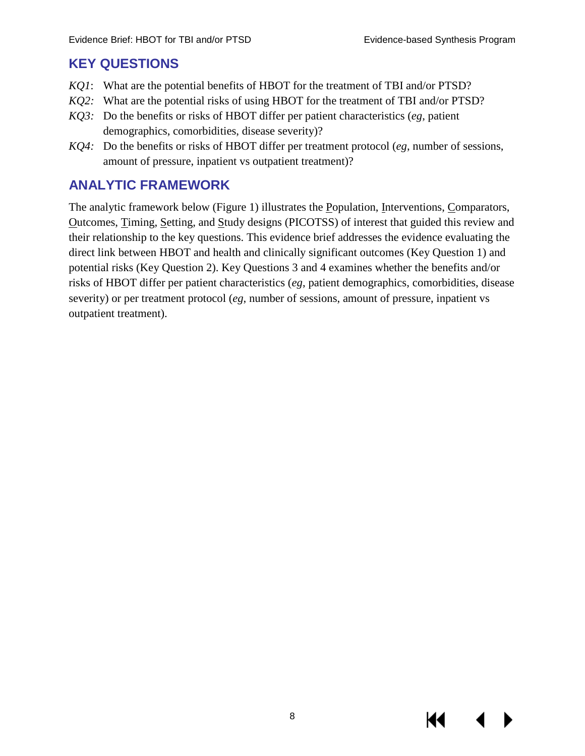## KEY QUESTIONS

*KQ1*: What are the potential benefits of HBOT for the treatment of TBI and/or PTSD?

*KQ2:* What are the potential risks of using HBOT for the treatment of TBI and/or PTSD?

*KQ3:* Do the benefits or risks of HBOT differ per patient characteristics (*eg*, patient demographics, comorbidities, disease severity)?

*KQ4:* Do the benefits or risks of HBOT differ per treatment protocol (*eg*, number of sessions, amount of pressure, inpatient vs outpatient treatment)?

## ANALYTIC FRAMEWORK

The analytic framework below (Figure 1) illustrates the Population, Interventions, Comparators, Outcomes, Timing, Setting, and Study designs (PICOTSS) of interest that guided this review and their relationship to the key questions. This evidence brief addresses the evidence evaluating the direct link between HBOT and health and clinically significant outcomes (Key Question 1) and potential risks (Key Question 2). Key Questions 3 and 4 examines whether the benefits and/or risks of HBOT differ per patient characteristics (*eg*, patient demographics, comorbidities, disease severity) or per treatment protocol (*eg*, number of sessions, amount of pressure, inpatient vs outpatient treatment).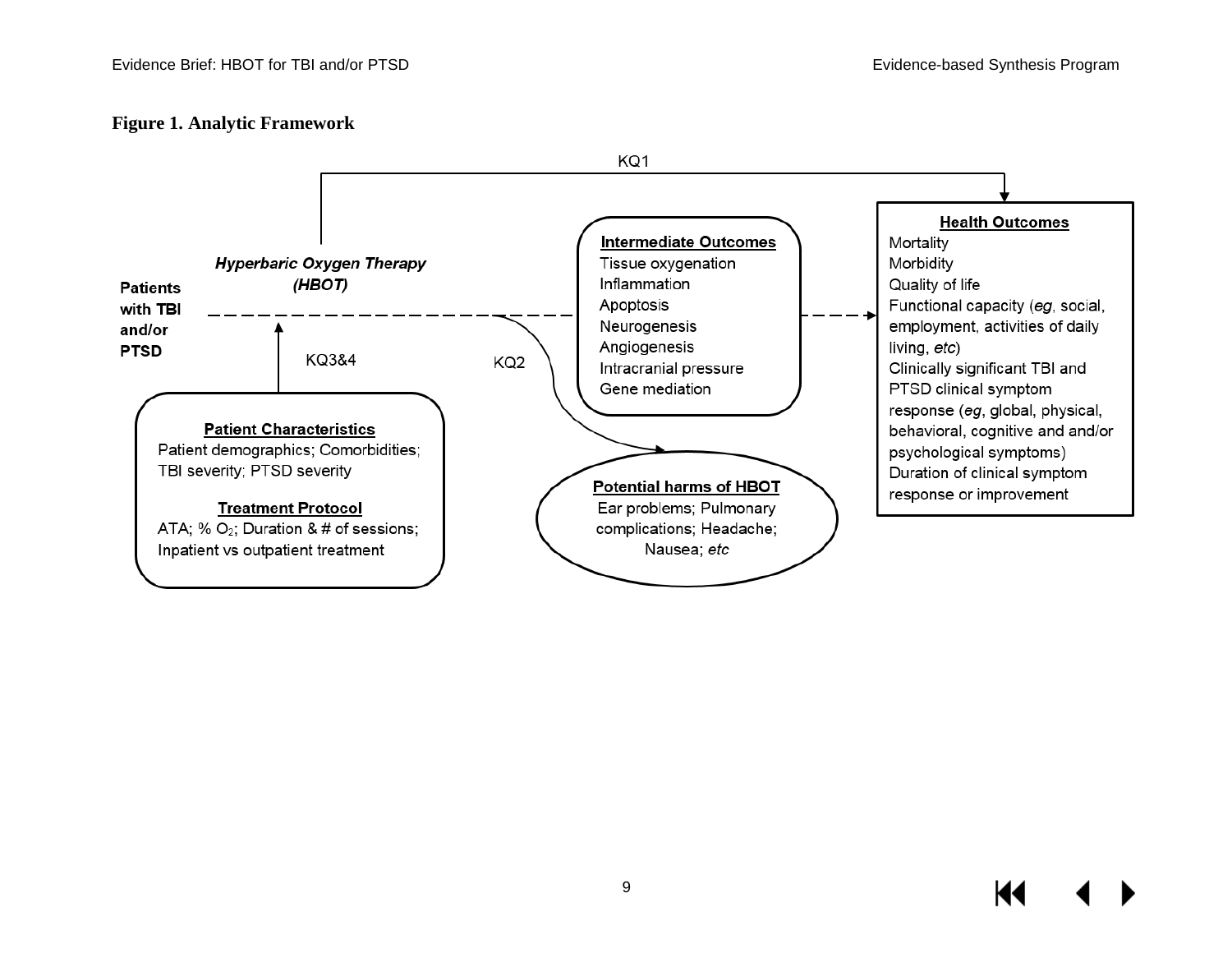**Figure 1. Analytic Framework**

KQ1

**Patients with TBI and/or PTSD**

***Hyperbaric Oxygen Therapy (HBOT)***

KQ3&4

KQ2

**Intermediate Outcomes**

Tissue oxygenation
Inflammation
Apoptosis
Neurogenesis
Angiogenesis
Intracranial pressure
Gene mediation

**Health Outcomes**

Mortality
Morbidity
Quality of life
Functional capacity (*eg*, social, employment, activities of daily living, *etc*)
Clinically significant TBI and PTSD clinical symptom response (*eg*, global, physical, behavioral, cognitive and/or psychological symptoms)
Duration of clinical symptom response or improvement

**Patient Characteristics**

Patient demographics; Comorbidities; TBI severity; PTSD severity

**Treatment Protocol**

ATA; % $O_2$; Duration & # of sessions; Inpatient vs outpatient treatment

**Potential harms of HBOT**

Ear problems; Pulmonary complications; Headache; Nausea; *etc*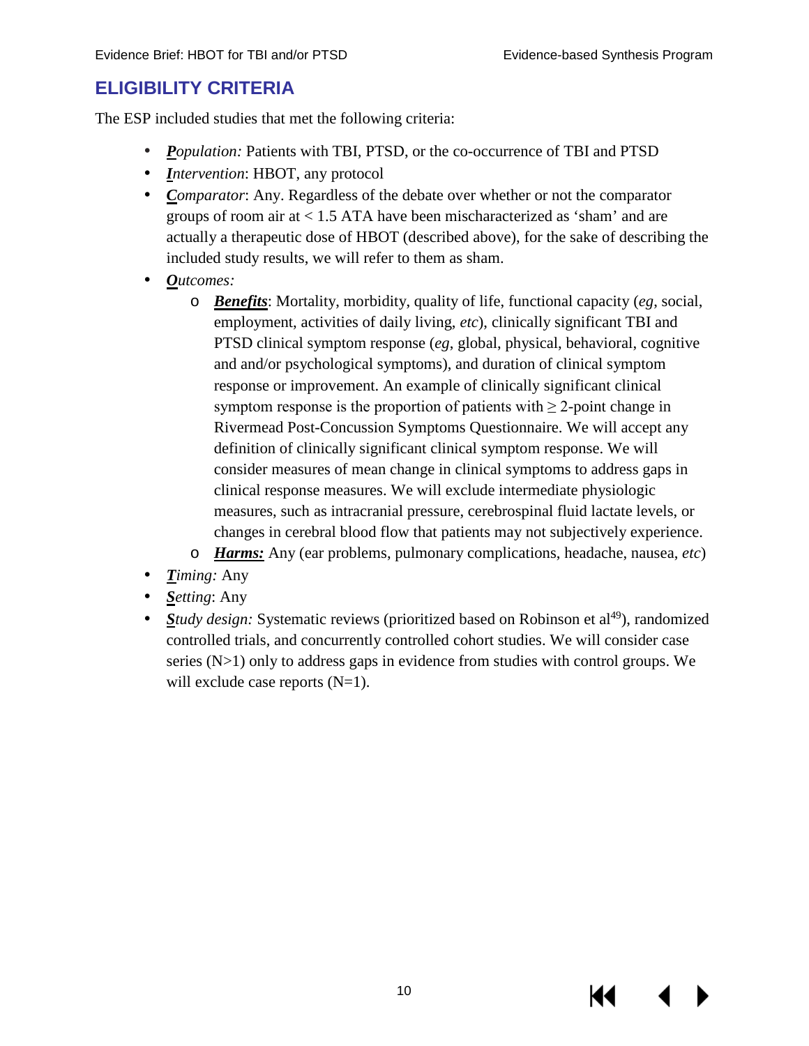## ELIGIBILITY CRITERIA

The ESP included studies that met the following criteria:

- ***P**opulation:* Patients with TBI, PTSD, or the co-occurrence of TBI and PTSD
- ***I**ntervention*: HBOT, any protocol
- ***C**omparator*: Any. Regardless of the debate over whether or not the comparator groups of room air at < 1.5 ATA have been mischaracterized as 'sham' and are actually a therapeutic dose of HBOT (described above), for the sake of describing the included study results, we will refer to them as sham.
- ***O**utcomes:*
    - ***Benefits***: Mortality, morbidity, quality of life, functional capacity (*eg*, social, employment, activities of daily living, *etc*), clinically significant TBI and PTSD clinical symptom response (*eg*, global, physical, behavioral, cognitive and and/or psychological symptoms), and duration of clinical symptom response or improvement. An example of clinically significant clinical symptom response is the proportion of patients with ≥ 2-point change in Rivermead Post-Concussion Symptoms Questionnaire. We will accept any definition of clinically significant clinical symptom response. We will consider measures of mean change in clinical symptoms to address gaps in clinical response measures. We will exclude intermediate physiologic measures, such as intracranial pressure, cerebrospinal fluid lactate levels, or changes in cerebral blood flow that patients may not subjectively experience.
    - ***Harms:*** Any (ear problems, pulmonary complications, headache, nausea, *etc*)
- ***T**iming:* Any
- ***S**etting*: Any
- ***S**tudy design:* Systematic reviews (prioritized based on Robinson et al[49]), randomized controlled trials, and concurrently controlled cohort studies. We will consider case series (N>1) only to address gaps in evidence from studies with control groups. We will exclude case reports (N=1).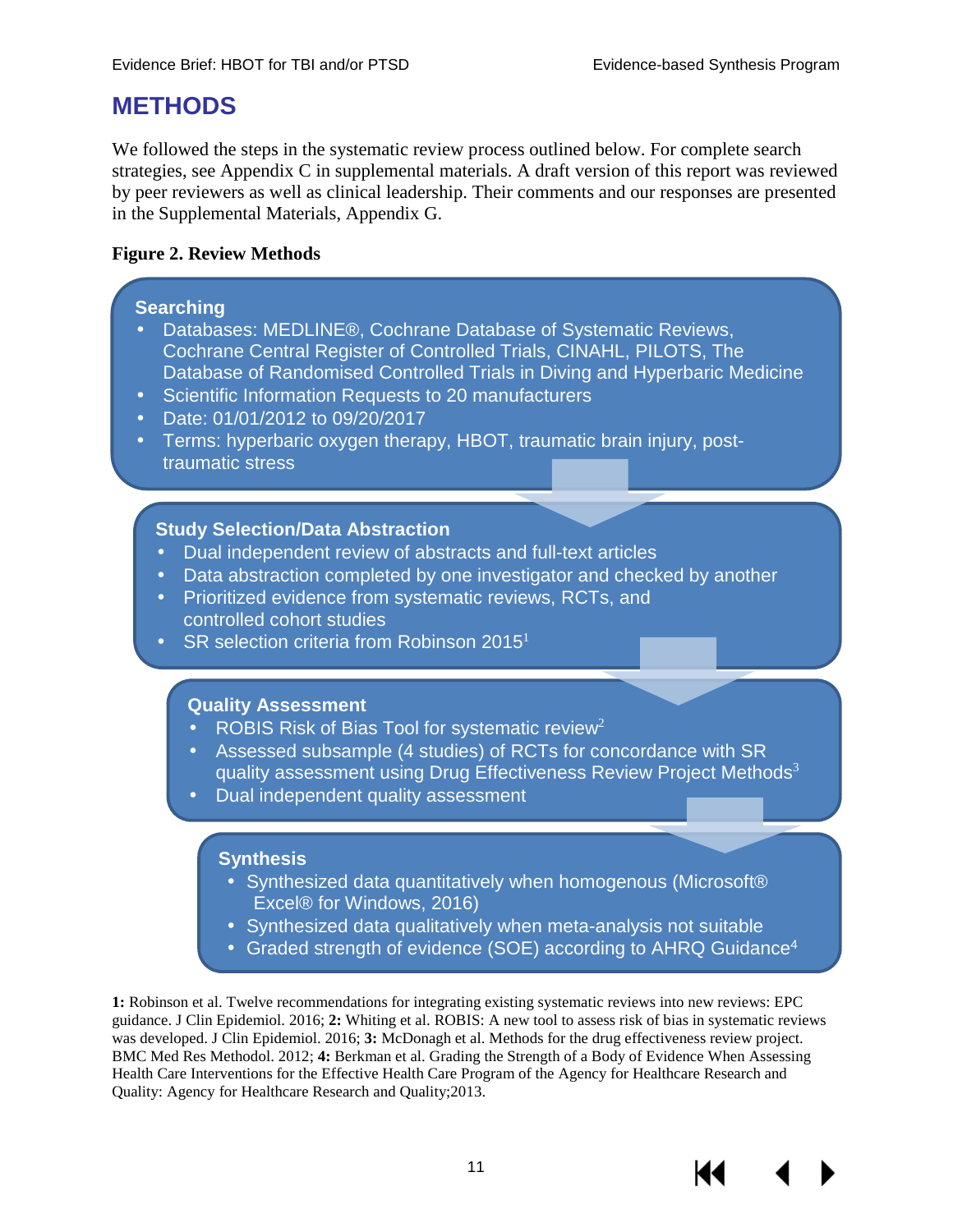# METHODS

We followed the steps in the systematic review process outlined below. For complete search strategies, see Appendix C in supplemental materials. A draft version of this report was reviewed by peer reviewers as well as clinical leadership. Their comments and our responses are presented in the Supplemental Materials, Appendix G.

**Figure 2. Review Methods**

**Searching**

- Databases: MEDLINE®, Cochrane Database of Systematic Reviews, Cochrane Central Register of Controlled Trials, CINAHL, PILOTS, The Database of Randomised Controlled Trials in Diving and Hyperbaric Medicine
- Scientific Information Requests to 20 manufacturers
- Date: 01/01/2012 to 09/20/2017
- Terms: hyperbaric oxygen therapy, HBOT, traumatic brain injury, post-traumatic stress

**Study Selection/Data Abstraction**

- Dual independent review of abstracts and full-text articles
- Data abstraction completed by one investigator and checked by another
- Prioritized evidence from systematic reviews, RCTs, and controlled cohort studies
- SR selection criteria from Robinson 2015[1]

**Quality Assessment**

- ROBIS Risk of Bias Tool for systematic review[2]
- Assessed subsample (4 studies) of RCTs for concordance with SR quality assessment using Drug Effectiveness Review Project Methods[3]
- Dual independent quality assessment

**Synthesis**

- Synthesized data quantitatively when homogenous (Microsoft® Excel® for Windows, 2016)
- Synthesized data qualitatively when meta-analysis not suitable
- Graded strength of evidence (SOE) according to AHRQ Guidance[4]

**1:** Robinson et al. Twelve recommendations for integrating existing systematic reviews into new reviews: EPC guidance. J Clin Epidemiol. 2016; **2:** Whiting et al. ROBIS: A new tool to assess risk of bias in systematic reviews was developed. J Clin Epidemiol. 2016; **3:** McDonagh et al. Methods for the drug effectiveness review project. BMC Med Res Methodol. 2012; **4:** Berkman et al. Grading the Strength of a Body of Evidence When Assessing Health Care Interventions for the Effective Health Care Program of the Agency for Healthcare Research and Quality: Agency for Healthcare Research and Quality;2013.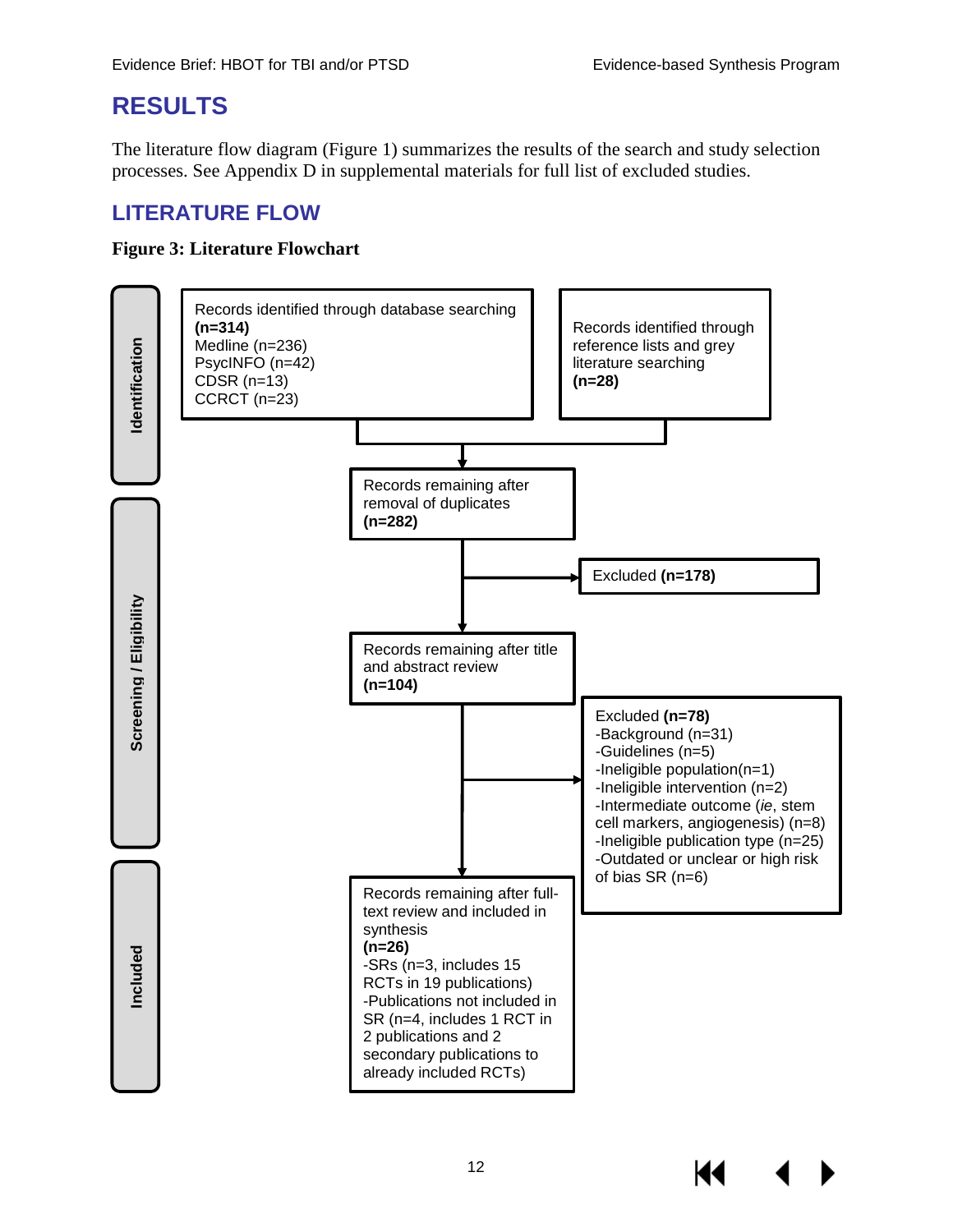# RESULTS

The literature flow diagram (Figure 1) summarizes the results of the search and study selection processes. See Appendix D in supplemental materials for full list of excluded studies.

## LITERATURE FLOW

**Figure 3: Literature Flowchart**

**Identification**

Records identified through database searching **(n=314)**
Medline (n=236)
PsycINFO (n=42)
CDSR (n=13)
CCRCT (n=23)

Records identified through reference lists and grey literature searching **(n=28)**

**Screening / Eligibility**

Records remaining after removal of duplicates **(n=282)**

Excluded **(n=178)**

Records remaining after title and abstract review **(n=104)**

Excluded **(n=78)**
- Background (n=31)
- Guidelines (n=5)
- Ineligible population(n=1)
- Ineligible intervention (n=2)
- Intermediate outcome (*ie*, stem cell markers, angiogenesis) (n=8)
- Ineligible publication type (n=25)
- Outdated or unclear or high risk of bias SR (n=6)

**Included**

Records remaining after full-text review and included in synthesis **(n=26)**
- SRs (n=3, includes 15 RCTs in 19 publications)
- Publications not included in SR (n=4, includes 1 RCT in 2 publications and 2 secondary publications to already included RCTs)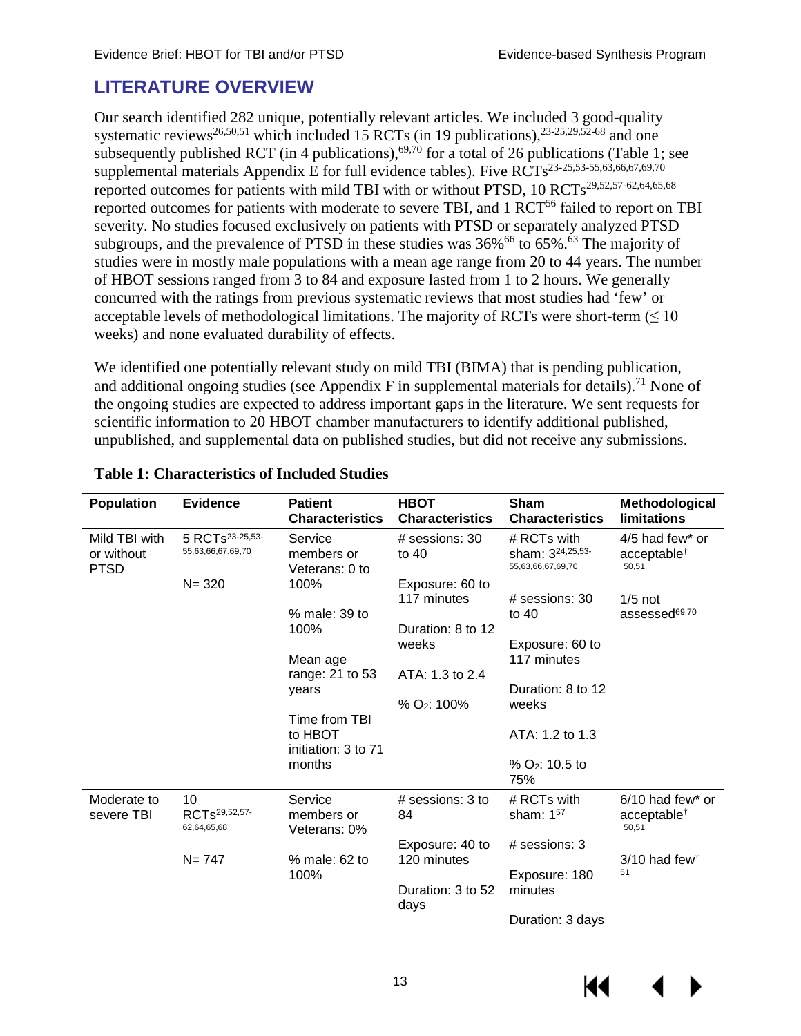## LITERATURE OVERVIEW

Our search identified 282 unique, potentially relevant articles. We included 3 good-quality systematic reviews[26,50,51] which included 15 RCTs (in 19 publications),[23-25,29,52-68] and one subsequently published RCT (in 4 publications),[69,70] for a total of 26 publications (Table 1; see supplemental materials Appendix E for full evidence tables). Five RCTs[23-25,53-55,63,66,67,69,70] reported outcomes for patients with mild TBI with or without PTSD, 10 RCTs[29,52,57-62,64,65,68] reported outcomes for patients with moderate to severe TBI, and 1 RCT[56] failed to report on TBI severity. No studies focused exclusively on patients with PTSD or separately analyzed PTSD subgroups, and the prevalence of PTSD in these studies was 36%[66] to 65%.[63] The majority of studies were in mostly male populations with a mean age range from 20 to 44 years. The number of HBOT sessions ranged from 3 to 84 and exposure lasted from 1 to 2 hours. We generally concurred with the ratings from previous systematic reviews that most studies had 'few' or acceptable levels of methodological limitations. The majority of RCTs were short-term (≤ 10 weeks) and none evaluated durability of effects.

We identified one potentially relevant study on mild TBI (BIMA) that is pending publication, and additional ongoing studies (see Appendix F in supplemental materials for details).[71] None of the ongoing studies are expected to address important gaps in the literature. We sent requests for scientific information to 20 HBOT chamber manufacturers to identify additional published, unpublished, and supplemental data on published studies, but did not receive any submissions.

**Table 1: Characteristics of Included Studies**

| Population | Evidence | Patient Characteristics | HBOT Characteristics | Sham Characteristics | Methodological limitations |
|---|---|---|---|---|---|
| Mild TBI with or without PTSD | 5 RCTs[23-25,53-55,63,66,67,69,70]<br><br>N= 320 | Service members or Veterans: 0 to 100%<br><br>% male: 39 to 100%<br><br>Mean age range: 21 to 53 years<br><br>Time from TBI to HBOT initiation: 3 to 71 months | # sessions: 30 to 40<br><br>Exposure: 60 to 117 minutes<br><br>Duration: 8 to 12 weeks<br><br>ATA: 1.3 to 2.4<br><br>% $O_2$: 100% | # RCTs with sham: 3[24,25,53-55,63,66,67,69,70]<br><br># sessions: 30 to 40<br><br>Exposure: 60 to 117 minutes<br><br>Duration: 8 to 12 weeks<br><br>ATA: 1.2 to 1.3<br><br>% $O_2$: 10.5 to 75% | 4/5 had few* or acceptable† [50,51]<br><br>1/5 not assessed[69,70] |
| Moderate to severe TBI | 10 RCTs[29,52,57-62,64,65,68]<br><br>N= 747 | Service members or Veterans: 0%<br><br>% male: 62 to 100% | # sessions: 3 to 84<br><br>Exposure: 40 to 120 minutes<br><br>Duration: 3 to 52 days | # RCTs with sham: 1[57]<br><br># sessions: 3<br><br>Exposure: 180 minutes<br><br>Duration: 3 days | 6/10 had few* or acceptable† [50,51]<br><br>3/10 had few† [51] |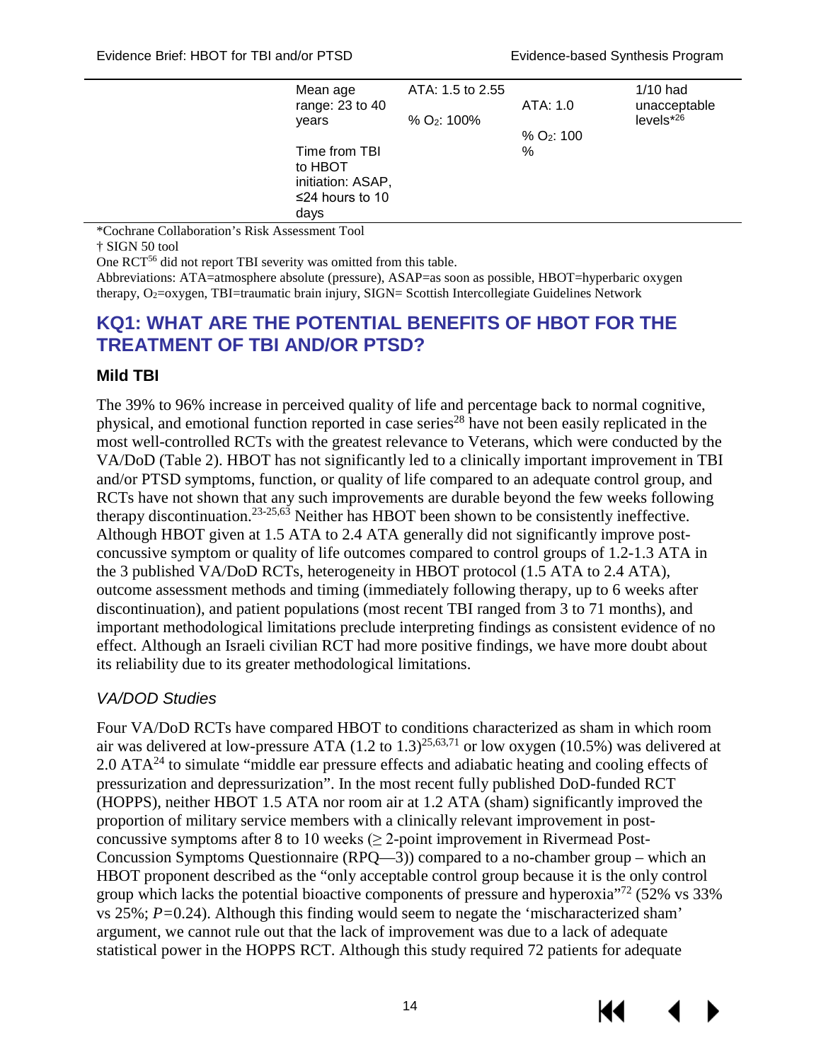| | Mean age range: 23 to 40 years<br><br>Time from TBI to HBOT initiation: ASAP, ≤24 hours to 10 days | ATA: 1.5 to 2.55<br><br>% $O_2$: 100% | ATA: 1.0<br><br>% $O_2$: 100 % | 1/10 had unacceptable levels*[26] |
|---|---|---|---|---|

*Cochrane Collaboration's Risk Assessment Tool

† SIGN 50 tool

One RCT[56] did not report TBI severity was omitted from this table.

Abbreviations: ATA=atmosphere absolute (pressure), ASAP=as soon as possible, HBOT=hyperbaric oxygen therapy, $O_2$=oxygen, TBI=traumatic brain injury, SIGN= Scottish Intercollegiate Guidelines Network

## KQ1: WHAT ARE THE POTENTIAL BENEFITS OF HBOT FOR THE TREATMENT OF TBI AND/OR PTSD?

### Mild TBI

The 39% to 96% increase in perceived quality of life and percentage back to normal cognitive, physical, and emotional function reported in case series[28] have not been easily replicated in the most well-controlled RCTs with the greatest relevance to Veterans, which were conducted by the VA/DoD (Table 2). HBOT has not significantly led to a clinically important improvement in TBI and/or PTSD symptoms, function, or quality of life compared to an adequate control group, and RCTs have not shown that any such improvements are durable beyond the few weeks following therapy discontinuation.[23-25,63] Neither has HBOT been shown to be consistently ineffective. Although HBOT given at 1.5 ATA to 2.4 ATA generally did not significantly improve post-concussive symptom or quality of life outcomes compared to control groups of 1.2-1.3 ATA in the 3 published VA/DoD RCTs, heterogeneity in HBOT protocol (1.5 ATA to 2.4 ATA), outcome assessment methods and timing (immediately following therapy, up to 6 weeks after discontinuation), and patient populations (most recent TBI ranged from 3 to 71 months), and important methodological limitations preclude interpreting findings as consistent evidence of no effect. Although an Israeli civilian RCT had more positive findings, we have more doubt about its reliability due to its greater methodological limitations.

#### *VA/DOD Studies*

Four VA/DoD RCTs have compared HBOT to conditions characterized as sham in which room air was delivered at low-pressure ATA (1.2 to 1.3)[25,63,71] or low oxygen (10.5%) was delivered at 2.0 ATA[24] to simulate "middle ear pressure effects and adiabatic heating and cooling effects of pressurization and depressurization". In the most recent fully published DoD-funded RCT (HOPPS), neither HBOT 1.5 ATA nor room air at 1.2 ATA (sham) significantly improved the proportion of military service members with a clinically relevant improvement in post-concussive symptoms after 8 to 10 weeks (≥ 2-point improvement in Rivermead Post-Concussion Symptoms Questionnaire (RPQ—3)) compared to a no-chamber group – which an HBOT proponent described as the "only acceptable control group because it is the only control group which lacks the potential bioactive components of pressure and hyperoxia"[72] (52% vs 33% vs 25%; *P*=0.24). Although this finding would seem to negate the 'mischaracterized sham' argument, we cannot rule out that the lack of improvement was due to a lack of adequate statistical power in the HOPPS RCT. Although this study required 72 patients for adequate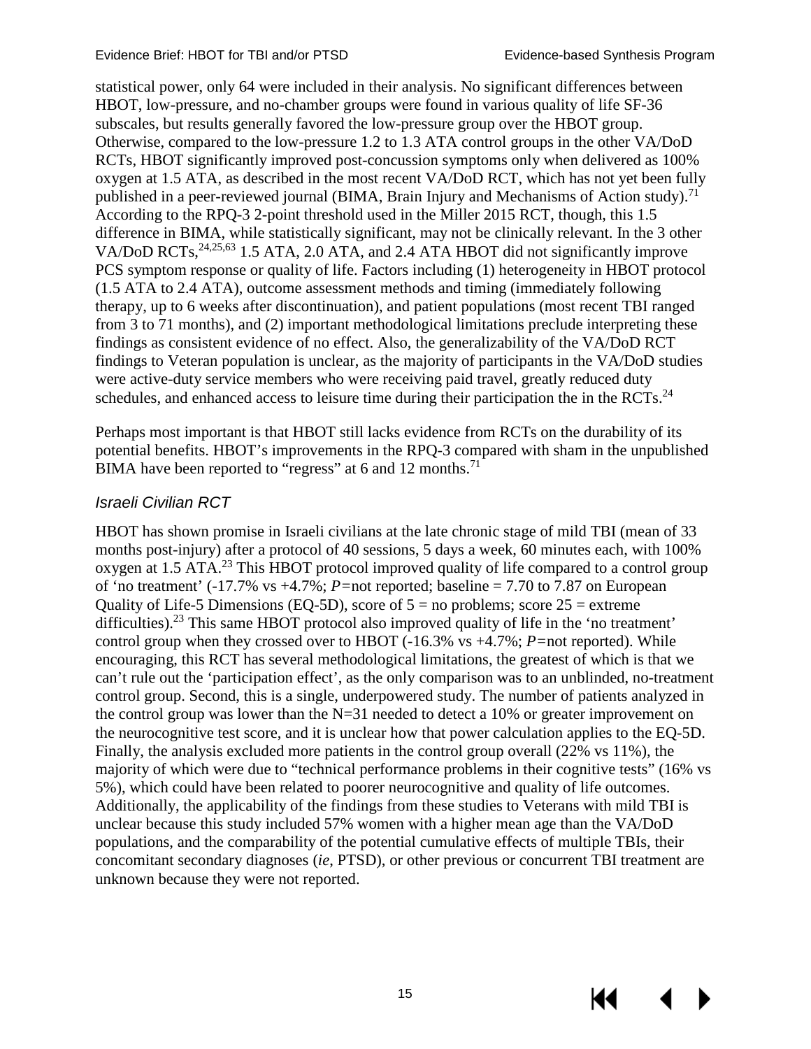statistical power, only 64 were included in their analysis. No significant differences between HBOT, low-pressure, and no-chamber groups were found in various quality of life SF-36 subscales, but results generally favored the low-pressure group over the HBOT group. Otherwise, compared to the low-pressure 1.2 to 1.3 ATA control groups in the other VA/DoD RCTs, HBOT significantly improved post-concussion symptoms only when delivered as 100% oxygen at 1.5 ATA, as described in the most recent VA/DoD RCT, which has not yet been fully published in a peer-reviewed journal (BIMA, Brain Injury and Mechanisms of Action study).[71] According to the RPQ-3 2-point threshold used in the Miller 2015 RCT, though, this 1.5 difference in BIMA, while statistically significant, may not be clinically relevant. In the 3 other VA/DoD RCTs,[24,25,63] 1.5 ATA, 2.0 ATA, and 2.4 ATA HBOT did not significantly improve PCS symptom response or quality of life. Factors including (1) heterogeneity in HBOT protocol (1.5 ATA to 2.4 ATA), outcome assessment methods and timing (immediately following therapy, up to 6 weeks after discontinuation), and patient populations (most recent TBI ranged from 3 to 71 months), and (2) important methodological limitations preclude interpreting these findings as consistent evidence of no effect. Also, the generalizability of the VA/DoD RCT findings to Veteran population is unclear, as the majority of participants in the VA/DoD studies were active-duty service members who were receiving paid travel, greatly reduced duty schedules, and enhanced access to leisure time during their participation the in the RCTs.[24]

Perhaps most important is that HBOT still lacks evidence from RCTs on the durability of its potential benefits. HBOT's improvements in the RPQ-3 compared with sham in the unpublished BIMA have been reported to "regress" at 6 and 12 months.[71]

### *Israeli Civilian RCT*

HBOT has shown promise in Israeli civilians at the late chronic stage of mild TBI (mean of 33 months post-injury) after a protocol of 40 sessions, 5 days a week, 60 minutes each, with 100% oxygen at 1.5 ATA.[23] This HBOT protocol improved quality of life compared to a control group of 'no treatment' (-17.7% vs +4.7%; *P*=not reported; baseline = 7.70 to 7.87 on European Quality of Life-5 Dimensions (EQ-5D), score of 5 = no problems; score 25 = extreme difficulties).[23] This same HBOT protocol also improved quality of life in the 'no treatment' control group when they crossed over to HBOT (-16.3% vs +4.7%; *P*=not reported). While encouraging, this RCT has several methodological limitations, the greatest of which is that we can't rule out the 'participation effect', as the only comparison was to an unblinded, no-treatment control group. Second, this is a single, underpowered study. The number of patients analyzed in the control group was lower than the N=31 needed to detect a 10% or greater improvement on the neurocognitive test score, and it is unclear how that power calculation applies to the EQ-5D. Finally, the analysis excluded more patients in the control group overall (22% vs 11%), the majority of which were due to "technical performance problems in their cognitive tests" (16% vs 5%), which could have been related to poorer neurocognitive and quality of life outcomes. Additionally, the applicability of the findings from these studies to Veterans with mild TBI is unclear because this study included 57% women with a higher mean age than the VA/DoD populations, and the comparability of the potential cumulative effects of multiple TBIs, their concomitant secondary diagnoses (*ie*, PTSD), or other previous or concurrent TBI treatment are unknown because they were not reported.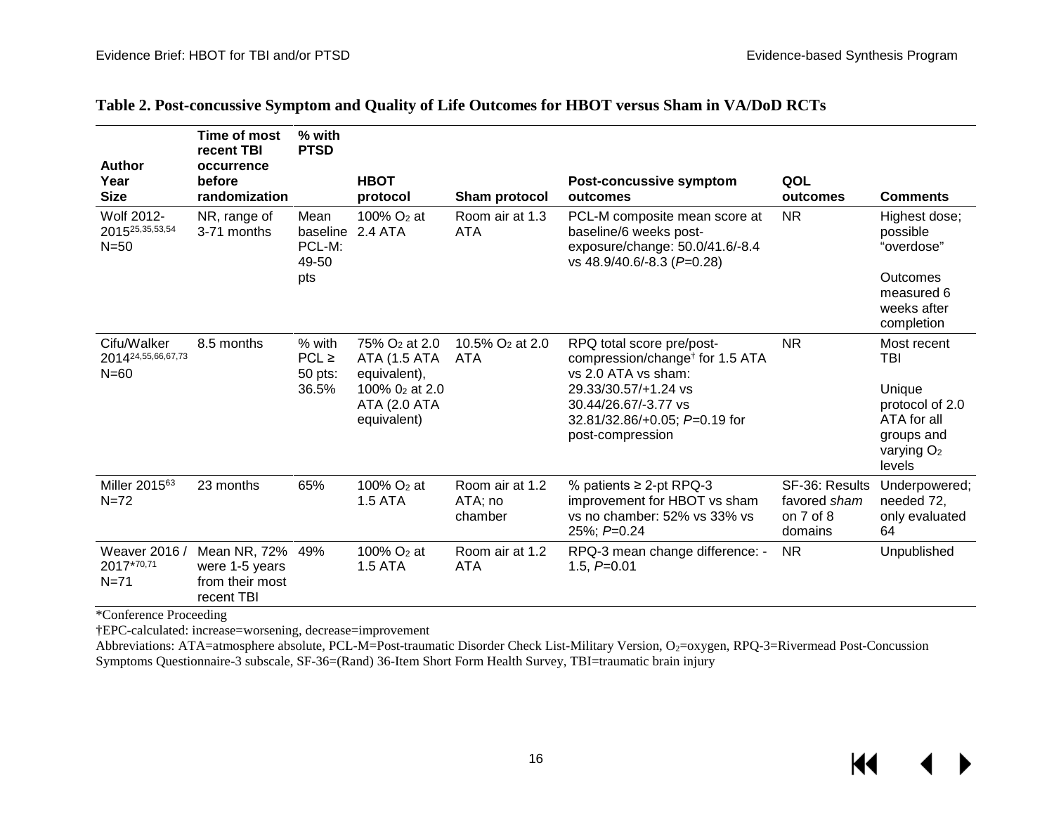**Table 2. Post-concussive Symptom and Quality of Life Outcomes for HBOT versus Sham in VA/DoD RCTs**

| Author Year Size | Time of most recent TBI occurrence before randomization | % with PTSD | HBOT protocol | Sham protocol | Post-concussive symptom outcomes | QOL outcomes | Comments |
|---|---|---|---|---|---|---|---|
| Wolf 2012-2015[25,35,53,54] N=50 | NR, range of 3-71 months | Mean baseline PCL-M: 49-50 pts | 100% $O_2$ at 2.4 ATA | Room air at 1.3 ATA | PCL-M composite mean score at baseline/6 weeks post-exposure/change: 50.0/41.6/-8.4 vs 48.9/40.6/-8.3 ($P$=0.28) | NR | Highest dose; possible "overdose"<br><br>Outcomes measured 6 weeks after completion |
| Cifu/Walker 2014[24,55,66,67,73] N=60 | 8.5 months | % with PCL ≥ 50 pts: 36.5% | 75% $O_2$ at 2.0 ATA (1.5 ATA equivalent), 100% $O_2$ at 2.0 ATA (2.0 ATA equivalent) | 10.5% $O_2$ at 2.0 ATA | RPQ total score pre/post-compression/change† for 1.5 ATA vs 2.0 ATA vs sham: 29.33/30.57/+1.24 vs 30.44/26.67/-3.77 vs 32.81/32.86/+0.05; $P$=0.19 for post-compression | NR | Most recent TBI<br><br>Unique protocol of 2.0 ATA for all groups and varying $O_2$ levels |
| Miller 2015[63] N=72 | 23 months | 65% | 100% $O_2$ at 1.5 ATA | Room air at 1.2 ATA; no chamber | % patients ≥ 2-pt RPQ-3 improvement for HBOT vs sham vs no chamber: 52% vs 33% vs 25%; $P$=0.24 | SF-36: Results favored *sham* on 7 of 8 domains | Underpowered; needed 72, only evaluated 64 |
| Weaver 2016 / 2017*[70,71] N=71 | Mean NR, 72% were 1-5 years from their most recent TBI | 49% | 100% $O_2$ at 1.5 ATA | Room air at 1.2 ATA | RPQ-3 mean change difference: -1.5, $P$=0.01 | NR | Unpublished |

*Conference Proceeding

†EPC-calculated: increase=worsening, decrease=improvement

Abbreviations: ATA=atmosphere absolute, PCL-M=Post-traumatic Disorder Check List-Military Version, $O_2$=oxygen, RPQ-3=Rivermead Post-Concussion Symptoms Questionnaire-3 subscale, SF-36=(Rand) 36-Item Short Form Health Survey, TBI=traumatic brain injury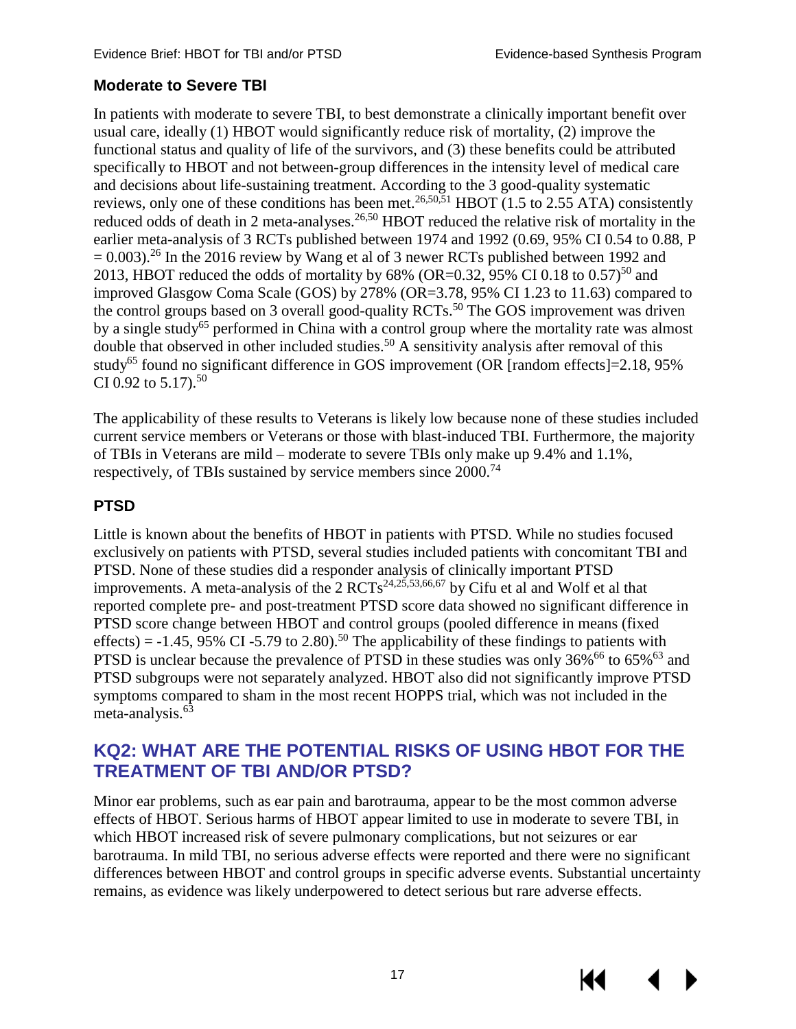### Moderate to Severe TBI

In patients with moderate to severe TBI, to best demonstrate a clinically important benefit over usual care, ideally (1) HBOT would significantly reduce risk of mortality, (2) improve the functional status and quality of life of the survivors, and (3) these benefits could be attributed specifically to HBOT and not between-group differences in the intensity level of medical care and decisions about life-sustaining treatment. According to the 3 good-quality systematic reviews, only one of these conditions has been met.[26,50,51] HBOT (1.5 to 2.55 ATA) consistently reduced odds of death in 2 meta-analyses.[26,50] HBOT reduced the relative risk of mortality in the earlier meta-analysis of 3 RCTs published between 1974 and 1992 (0.69, 95% CI 0.54 to 0.88, P = 0.003).[26] In the 2016 review by Wang et al of 3 newer RCTs published between 1992 and 2013, HBOT reduced the odds of mortality by 68% (OR=0.32, 95% CI 0.18 to 0.57)[50] and improved Glasgow Coma Scale (GOS) by 278% (OR=3.78, 95% CI 1.23 to 11.63) compared to the control groups based on 3 overall good-quality RCTs.[50] The GOS improvement was driven by a single study[65] performed in China with a control group where the mortality rate was almost double that observed in other included studies.[50] A sensitivity analysis after removal of this study[65] found no significant difference in GOS improvement (OR [random effects]=2.18, 95% CI 0.92 to 5.17).[50]

The applicability of these results to Veterans is likely low because none of these studies included current service members or Veterans or those with blast-induced TBI. Furthermore, the majority of TBIs in Veterans are mild – moderate to severe TBIs only make up 9.4% and 1.1%, respectively, of TBIs sustained by service members since 2000.[74]

### PTSD

Little is known about the benefits of HBOT in patients with PTSD. While no studies focused exclusively on patients with PTSD, several studies included patients with concomitant TBI and PTSD. None of these studies did a responder analysis of clinically important PTSD improvements. A meta-analysis of the 2 RCTs[24,25,53,66,67] by Cifu et al and Wolf et al that reported complete pre- and post-treatment PTSD score data showed no significant difference in PTSD score change between HBOT and control groups (pooled difference in means (fixed effects) = -1.45, 95% CI -5.79 to 2.80).[50] The applicability of these findings to patients with PTSD is unclear because the prevalence of PTSD in these studies was only 36%[66] to 65%[63] and PTSD subgroups were not separately analyzed. HBOT also did not significantly improve PTSD symptoms compared to sham in the most recent HOPPS trial, which was not included in the meta-analysis.[63]

## KQ2: WHAT ARE THE POTENTIAL RISKS OF USING HBOT FOR THE TREATMENT OF TBI AND/OR PTSD?

Minor ear problems, such as ear pain and barotrauma, appear to be the most common adverse effects of HBOT. Serious harms of HBOT appear limited to use in moderate to severe TBI, in which HBOT increased risk of severe pulmonary complications, but not seizures or ear barotrauma. In mild TBI, no serious adverse effects were reported and there were no significant differences between HBOT and control groups in specific adverse events. Substantial uncertainty remains, as evidence was likely underpowered to detect serious but rare adverse effects.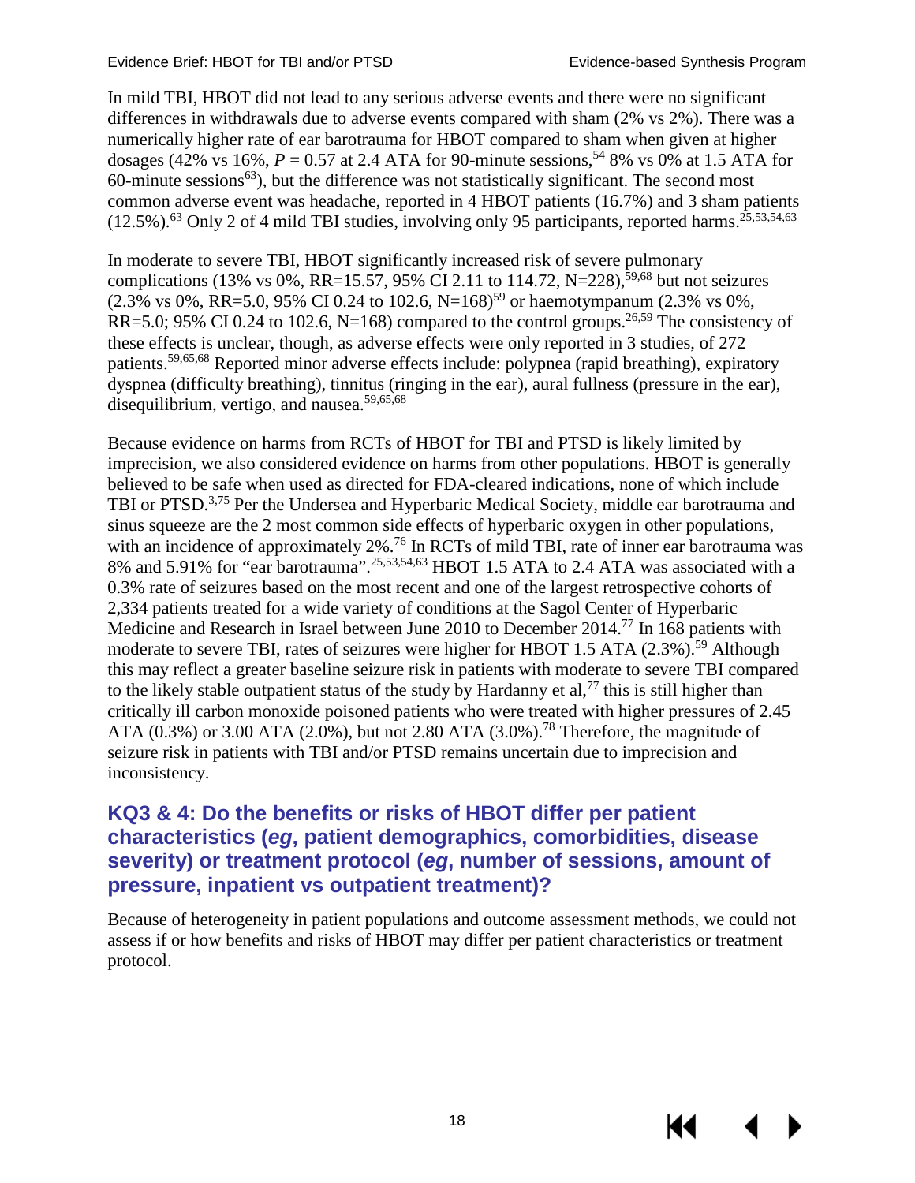In mild TBI, HBOT did not lead to any serious adverse events and there were no significant differences in withdrawals due to adverse events compared with sham (2% vs 2%). There was a numerically higher rate of ear barotrauma for HBOT compared to sham when given at higher dosages (42% vs 16%, $P = 0.57$ at 2.4 ATA for 90-minute sessions,[54] 8% vs 0% at 1.5 ATA for 60-minute sessions[63]), but the difference was not statistically significant. The second most common adverse event was headache, reported in 4 HBOT patients (16.7%) and 3 sham patients (12.5%).[63] Only 2 of 4 mild TBI studies, involving only 95 participants, reported harms.[25,53,54,63]

In moderate to severe TBI, HBOT significantly increased risk of severe pulmonary complications (13% vs 0%, RR=15.57, 95% CI 2.11 to 114.72, N=228),[59,68] but not seizures (2.3% vs 0%, RR=5.0, 95% CI 0.24 to 102.6, N=168)[59] or haemotympanum (2.3% vs 0%, RR=5.0; 95% CI 0.24 to 102.6, N=168) compared to the control groups.[26,59] The consistency of these effects is unclear, though, as adverse effects were only reported in 3 studies, of 272 patients.[59,65,68] Reported minor adverse effects include: polypnea (rapid breathing), expiratory dyspnea (difficulty breathing), tinnitus (ringing in the ear), aural fullness (pressure in the ear), disequilibrium, vertigo, and nausea.[59,65,68]

Because evidence on harms from RCTs of HBOT for TBI and PTSD is likely limited by imprecision, we also considered evidence on harms from other populations. HBOT is generally believed to be safe when used as directed for FDA-cleared indications, none of which include TBI or PTSD.[3,75] Per the Undersea and Hyperbaric Medical Society, middle ear barotrauma and sinus squeeze are the 2 most common side effects of hyperbaric oxygen in other populations, with an incidence of approximately 2%.[76] In RCTs of mild TBI, rate of inner ear barotrauma was 8% and 5.91% for "ear barotrauma".[25,53,54,63] HBOT 1.5 ATA to 2.4 ATA was associated with a 0.3% rate of seizures based on the most recent and one of the largest retrospective cohorts of 2,334 patients treated for a wide variety of conditions at the Sagol Center of Hyperbaric Medicine and Research in Israel between June 2010 to December 2014.[77] In 168 patients with moderate to severe TBI, rates of seizures were higher for HBOT 1.5 ATA (2.3%).[59] Although this may reflect a greater baseline seizure risk in patients with moderate to severe TBI compared to the likely stable outpatient status of the study by Hardanny et al,[77] this is still higher than critically ill carbon monoxide poisoned patients who were treated with higher pressures of 2.45 ATA (0.3%) or 3.00 ATA (2.0%), but not 2.80 ATA (3.0%).[78] Therefore, the magnitude of seizure risk in patients with TBI and/or PTSD remains uncertain due to imprecision and inconsistency.

## KQ3 & 4: Do the benefits or risks of HBOT differ per patient characteristics (*eg*, patient demographics, comorbidities, disease severity) or treatment protocol (*eg*, number of sessions, amount of pressure, inpatient vs outpatient treatment)?

Because of heterogeneity in patient populations and outcome assessment methods, we could not assess if or how benefits and risks of HBOT may differ per patient characteristics or treatment protocol.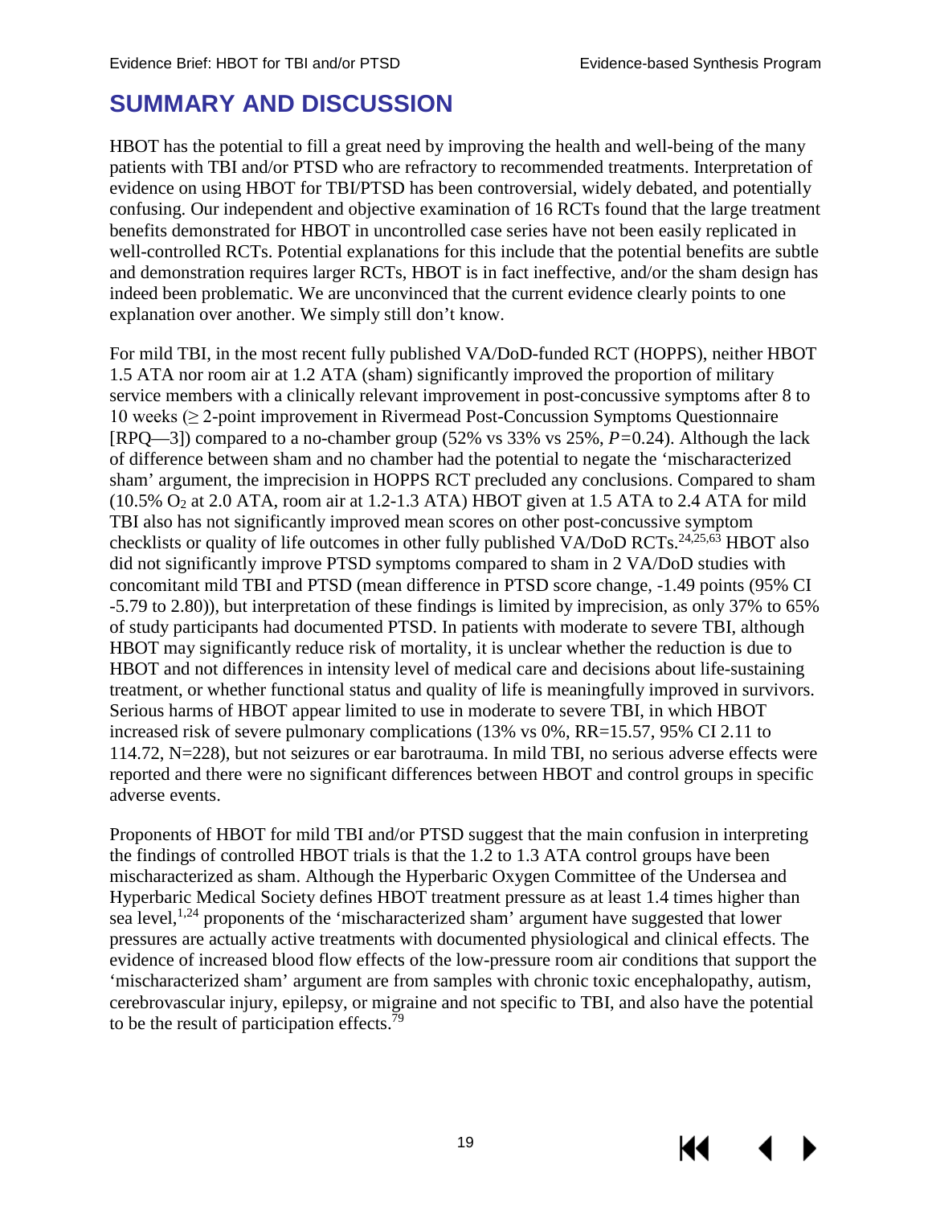# SUMMARY AND DISCUSSION

HBOT has the potential to fill a great need by improving the health and well-being of the many patients with TBI and/or PTSD who are refractory to recommended treatments. Interpretation of evidence on using HBOT for TBI/PTSD has been controversial, widely debated, and potentially confusing. Our independent and objective examination of 16 RCTs found that the large treatment benefits demonstrated for HBOT in uncontrolled case series have not been easily replicated in well-controlled RCTs. Potential explanations for this include that the potential benefits are subtle and demonstration requires larger RCTs, HBOT is in fact ineffective, and/or the sham design has indeed been problematic. We are unconvinced that the current evidence clearly points to one explanation over another. We simply still don't know.

For mild TBI, in the most recent fully published VA/DoD-funded RCT (HOPPS), neither HBOT 1.5 ATA nor room air at 1.2 ATA (sham) significantly improved the proportion of military service members with a clinically relevant improvement in post-concussive symptoms after 8 to 10 weeks ($\geq$ 2-point improvement in Rivermead Post-Concussion Symptoms Questionnaire [RPQ—3]) compared to a no-chamber group (52% vs 33% vs 25%, $P$=0.24). Although the lack of difference between sham and no chamber had the potential to negate the 'mischaracterized sham' argument, the imprecision in HOPPS RCT precluded any conclusions. Compared to sham (10.5% $O_2$ at 2.0 ATA, room air at 1.2-1.3 ATA) HBOT given at 1.5 ATA to 2.4 ATA for mild TBI also has not significantly improved mean scores on other post-concussive symptom checklists or quality of life outcomes in other fully published VA/DoD RCTs.[24,25,63] HBOT also did not significantly improve PTSD symptoms compared to sham in 2 VA/DoD studies with concomitant mild TBI and PTSD (mean difference in PTSD score change, -1.49 points (95% CI -5.79 to 2.80)), but interpretation of these findings is limited by imprecision, as only 37% to 65% of study participants had documented PTSD. In patients with moderate to severe TBI, although HBOT may significantly reduce risk of mortality, it is unclear whether the reduction is due to HBOT and not differences in intensity level of medical care and decisions about life-sustaining treatment, or whether functional status and quality of life is meaningfully improved in survivors. Serious harms of HBOT appear limited to use in moderate to severe TBI, in which HBOT increased risk of severe pulmonary complications (13% vs 0%, RR=15.57, 95% CI 2.11 to 114.72, N=228), but not seizures or ear barotrauma. In mild TBI, no serious adverse effects were reported and there were no significant differences between HBOT and control groups in specific adverse events.

Proponents of HBOT for mild TBI and/or PTSD suggest that the main confusion in interpreting the findings of controlled HBOT trials is that the 1.2 to 1.3 ATA control groups have been mischaracterized as sham. Although the Hyperbaric Oxygen Committee of the Undersea and Hyperbaric Medical Society defines HBOT treatment pressure as at least 1.4 times higher than sea level,[1,24] proponents of the 'mischaracterized sham' argument have suggested that lower pressures are actually active treatments with documented physiological and clinical effects. The evidence of increased blood flow effects of the low-pressure room air conditions that support the 'mischaracterized sham' argument are from samples with chronic toxic encephalopathy, autism, cerebrovascular injury, epilepsy, or migraine and not specific to TBI, and also have the potential to be the result of participation effects.[79]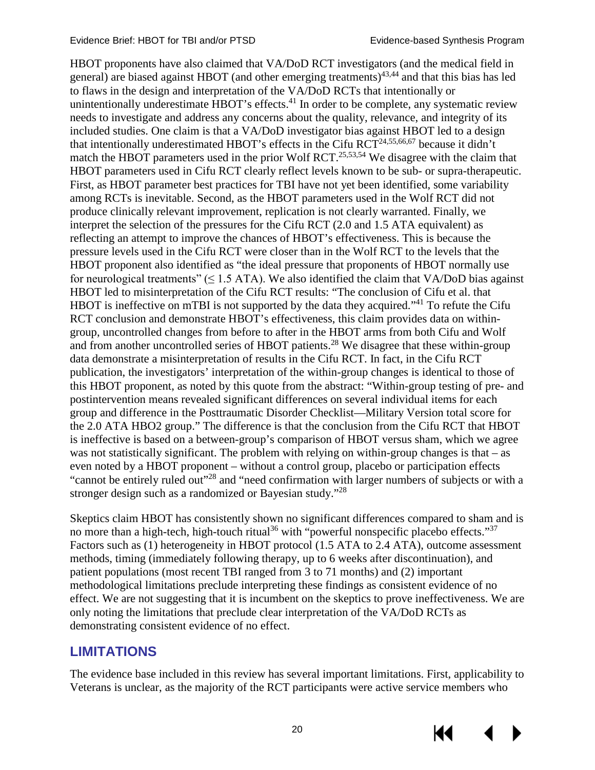HBOT proponents have also claimed that VA/DoD RCT investigators (and the medical field in general) are biased against HBOT (and other emerging treatments)[43,44] and that this bias has led to flaws in the design and interpretation of the VA/DoD RCTs that intentionally or unintentionally underestimate HBOT's effects.[41] In order to be complete, any systematic review needs to investigate and address any concerns about the quality, relevance, and integrity of its included studies. One claim is that a VA/DoD investigator bias against HBOT led to a design that intentionally underestimated HBOT's effects in the Cifu RCT[24,55,66,67] because it didn't match the HBOT parameters used in the prior Wolf RCT.[25,53,54] We disagree with the claim that HBOT parameters used in Cifu RCT clearly reflect levels known to be sub- or supra-therapeutic. First, as HBOT parameter best practices for TBI have not yet been identified, some variability among RCTs is inevitable. Second, as the HBOT parameters used in the Wolf RCT did not produce clinically relevant improvement, replication is not clearly warranted. Finally, we interpret the selection of the pressures for the Cifu RCT (2.0 and 1.5 ATA equivalent) as reflecting an attempt to improve the chances of HBOT's effectiveness. This is because the pressure levels used in the Cifu RCT were closer than in the Wolf RCT to the levels that the HBOT proponent also identified as "the ideal pressure that proponents of HBOT normally use for neurological treatments" ($\leq$ 1.5 ATA). We also identified the claim that VA/DoD bias against HBOT led to misinterpretation of the Cifu RCT results: "The conclusion of Cifu et al. that HBOT is ineffective on mTBI is not supported by the data they acquired."[41] To refute the Cifu RCT conclusion and demonstrate HBOT's effectiveness, this claim provides data on within-group, uncontrolled changes from before to after in the HBOT arms from both Cifu and Wolf and from another uncontrolled series of HBOT patients.[28] We disagree that these within-group data demonstrate a misinterpretation of results in the Cifu RCT. In fact, in the Cifu RCT publication, the investigators' interpretation of the within-group changes is identical to those of this HBOT proponent, as noted by this quote from the abstract: "Within-group testing of pre- and postintervention means revealed significant differences on several individual items for each group and difference in the Posttraumatic Disorder Checklist—Military Version total score for the 2.0 ATA HBO2 group." The difference is that the conclusion from the Cifu RCT that HBOT is ineffective is based on a between-group's comparison of HBOT versus sham, which we agree was not statistically significant. The problem with relying on within-group changes is that – as even noted by a HBOT proponent – without a control group, placebo or participation effects "cannot be entirely ruled out"[28] and "need confirmation with larger numbers of subjects or with a stronger design such as a randomized or Bayesian study."[28]

Skeptics claim HBOT has consistently shown no significant differences compared to sham and is no more than a high-tech, high-touch ritual[36] with "powerful nonspecific placebo effects."[37] Factors such as (1) heterogeneity in HBOT protocol (1.5 ATA to 2.4 ATA), outcome assessment methods, timing (immediately following therapy, up to 6 weeks after discontinuation), and patient populations (most recent TBI ranged from 3 to 71 months) and (2) important methodological limitations preclude interpreting these findings as consistent evidence of no effect. We are not suggesting that it is incumbent on the skeptics to prove ineffectiveness. We are only noting the limitations that preclude clear interpretation of the VA/DoD RCTs as demonstrating consistent evidence of no effect.

## LIMITATIONS

The evidence base included in this review has several important limitations. First, applicability to Veterans is unclear, as the majority of the RCT participants were active service members who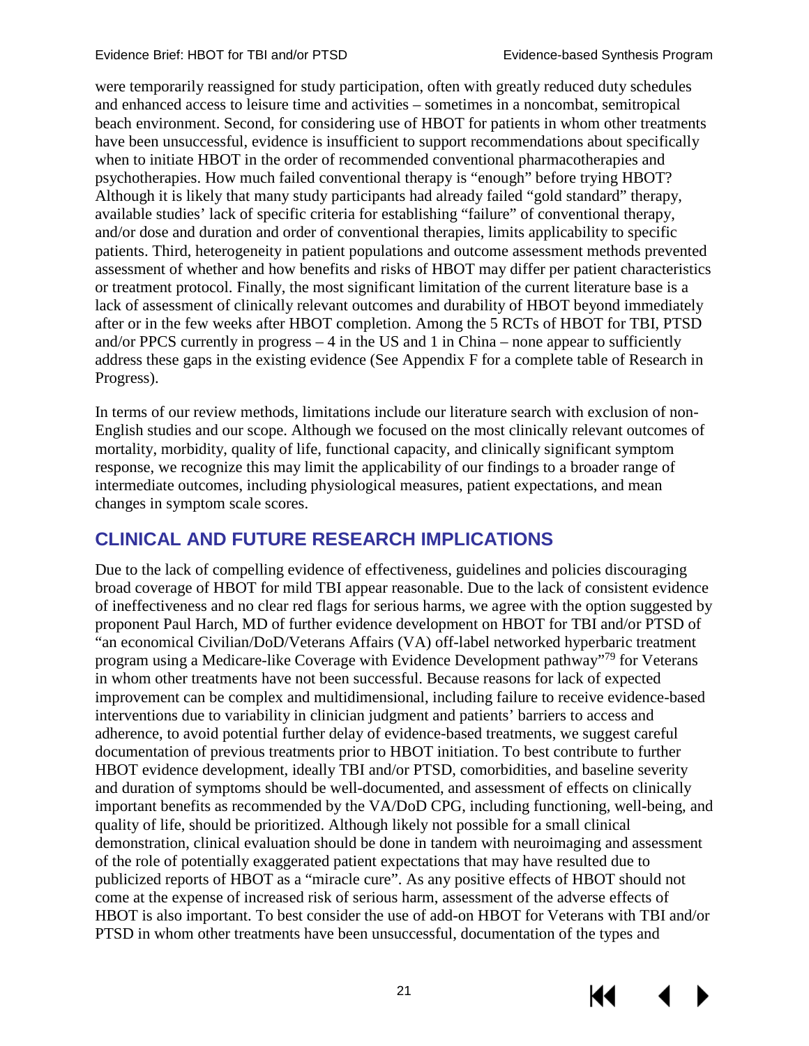were temporarily reassigned for study participation, often with greatly reduced duty schedules and enhanced access to leisure time and activities – sometimes in a noncombat, semitropical beach environment. Second, for considering use of HBOT for patients in whom other treatments have been unsuccessful, evidence is insufficient to support recommendations about specifically when to initiate HBOT in the order of recommended conventional pharmacotherapies and psychotherapies. How much failed conventional therapy is "enough" before trying HBOT? Although it is likely that many study participants had already failed "gold standard" therapy, available studies' lack of specific criteria for establishing "failure" of conventional therapy, and/or dose and duration and order of conventional therapies, limits applicability to specific patients. Third, heterogeneity in patient populations and outcome assessment methods prevented assessment of whether and how benefits and risks of HBOT may differ per patient characteristics or treatment protocol. Finally, the most significant limitation of the current literature base is a lack of assessment of clinically relevant outcomes and durability of HBOT beyond immediately after or in the few weeks after HBOT completion. Among the 5 RCTs of HBOT for TBI, PTSD and/or PPCS currently in progress – 4 in the US and 1 in China – none appear to sufficiently address these gaps in the existing evidence (See Appendix F for a complete table of Research in Progress).

In terms of our review methods, limitations include our literature search with exclusion of non-English studies and our scope. Although we focused on the most clinically relevant outcomes of mortality, morbidity, quality of life, functional capacity, and clinically significant symptom response, we recognize this may limit the applicability of our findings to a broader range of intermediate outcomes, including physiological measures, patient expectations, and mean changes in symptom scale scores.

## CLINICAL AND FUTURE RESEARCH IMPLICATIONS

Due to the lack of compelling evidence of effectiveness, guidelines and policies discouraging broad coverage of HBOT for mild TBI appear reasonable. Due to the lack of consistent evidence of ineffectiveness and no clear red flags for serious harms, we agree with the option suggested by proponent Paul Harch, MD of further evidence development on HBOT for TBI and/or PTSD of "an economical Civilian/DoD/Veterans Affairs (VA) off-label networked hyperbaric treatment program using a Medicare-like Coverage with Evidence Development pathway"[79] for Veterans in whom other treatments have not been successful. Because reasons for lack of expected improvement can be complex and multidimensional, including failure to receive evidence-based interventions due to variability in clinician judgment and patients' barriers to access and adherence, to avoid potential further delay of evidence-based treatments, we suggest careful documentation of previous treatments prior to HBOT initiation. To best contribute to further HBOT evidence development, ideally TBI and/or PTSD, comorbidities, and baseline severity and duration of symptoms should be well-documented, and assessment of effects on clinically important benefits as recommended by the VA/DoD CPG, including functioning, well-being, and quality of life, should be prioritized. Although likely not possible for a small clinical demonstration, clinical evaluation should be done in tandem with neuroimaging and assessment of the role of potentially exaggerated patient expectations that may have resulted due to publicized reports of HBOT as a "miracle cure". As any positive effects of HBOT should not come at the expense of increased risk of serious harm, assessment of the adverse effects of HBOT is also important. To best consider the use of add-on HBOT for Veterans with TBI and/or PTSD in whom other treatments have been unsuccessful, documentation of the types and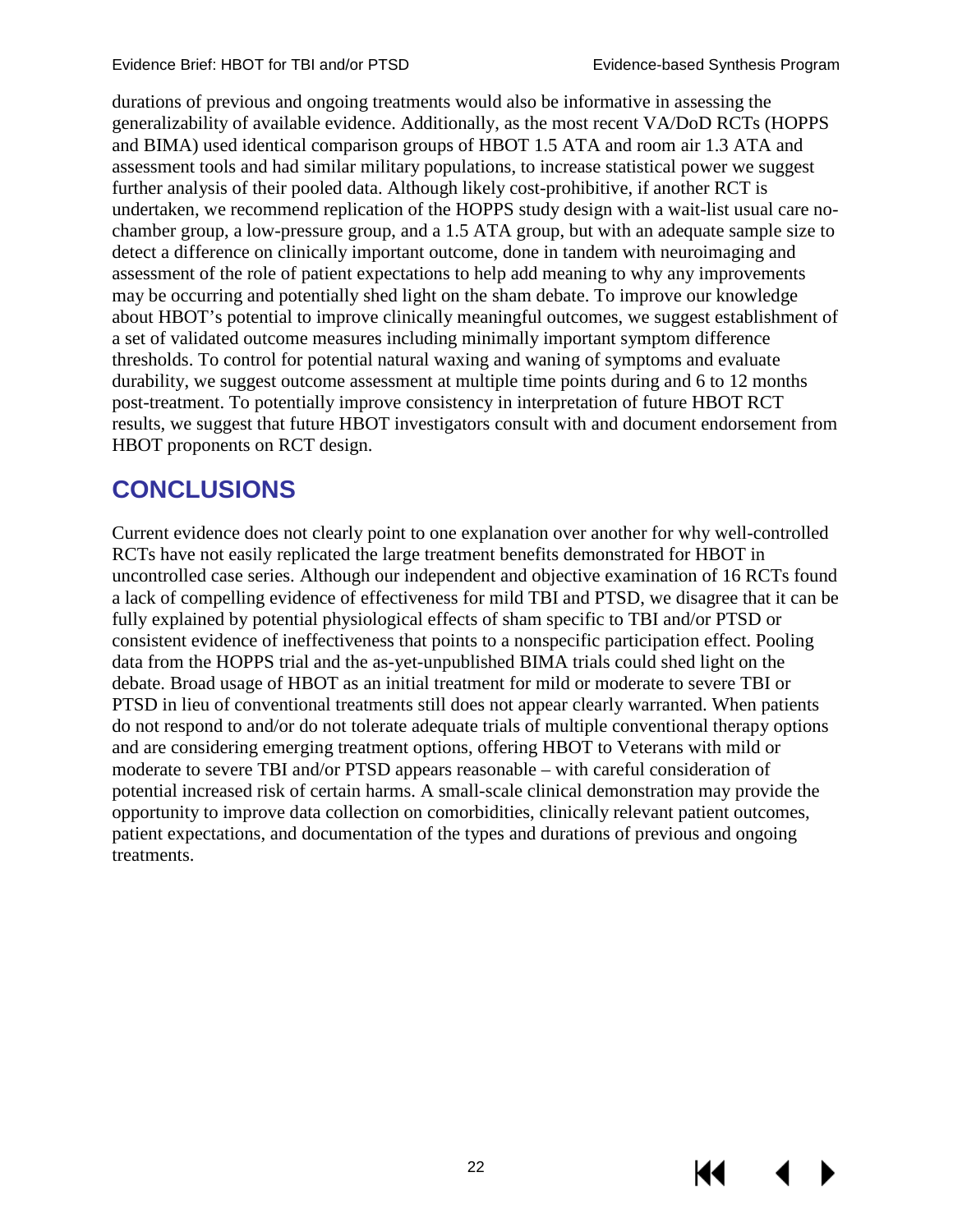durations of previous and ongoing treatments would also be informative in assessing the generalizability of available evidence. Additionally, as the most recent VA/DoD RCTs (HOPPS and BIMA) used identical comparison groups of HBOT 1.5 ATA and room air 1.3 ATA and assessment tools and had similar military populations, to increase statistical power we suggest further analysis of their pooled data. Although likely cost-prohibitive, if another RCT is undertaken, we recommend replication of the HOPPS study design with a wait-list usual care no-chamber group, a low-pressure group, and a 1.5 ATA group, but with an adequate sample size to detect a difference on clinically important outcome, done in tandem with neuroimaging and assessment of the role of patient expectations to help add meaning to why any improvements may be occurring and potentially shed light on the sham debate. To improve our knowledge about HBOT's potential to improve clinically meaningful outcomes, we suggest establishment of a set of validated outcome measures including minimally important symptom difference thresholds. To control for potential natural waxing and waning of symptoms and evaluate durability, we suggest outcome assessment at multiple time points during and 6 to 12 months post-treatment. To potentially improve consistency in interpretation of future HBOT RCT results, we suggest that future HBOT investigators consult with and document endorsement from HBOT proponents on RCT design.

## CONCLUSIONS

Current evidence does not clearly point to one explanation over another for why well-controlled RCTs have not easily replicated the large treatment benefits demonstrated for HBOT in uncontrolled case series. Although our independent and objective examination of 16 RCTs found a lack of compelling evidence of effectiveness for mild TBI and PTSD, we disagree that it can be fully explained by potential physiological effects of sham specific to TBI and/or PTSD or consistent evidence of ineffectiveness that points to a nonspecific participation effect. Pooling data from the HOPPS trial and the as-yet-unpublished BIMA trials could shed light on the debate. Broad usage of HBOT as an initial treatment for mild or moderate to severe TBI or PTSD in lieu of conventional treatments still does not appear clearly warranted. When patients do not respond to and/or do not tolerate adequate trials of multiple conventional therapy options and are considering emerging treatment options, offering HBOT to Veterans with mild or moderate to severe TBI and/or PTSD appears reasonable – with careful consideration of potential increased risk of certain harms. A small-scale clinical demonstration may provide the opportunity to improve data collection on comorbidities, clinically relevant patient outcomes, patient expectations, and documentation of the types and durations of previous and ongoing treatments.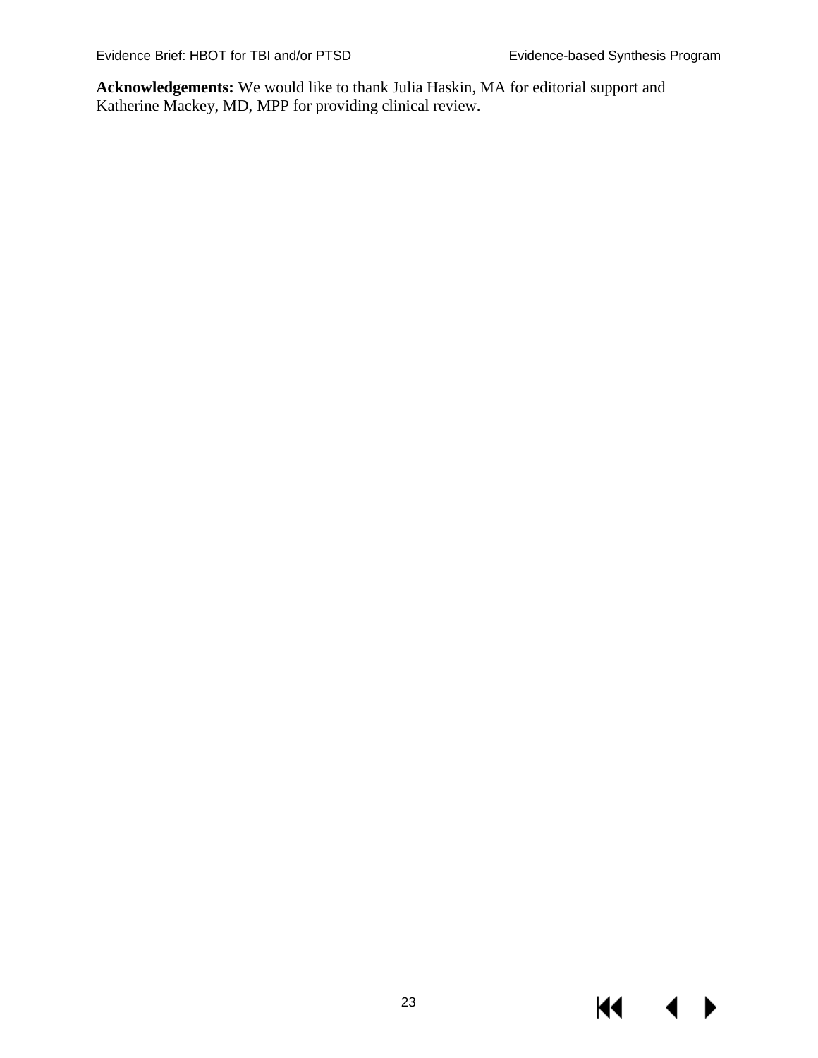**Acknowledgements:** We would like to thank Julia Haskin, MA for editorial support and Katherine Mackey, MD, MPP for providing clinical review.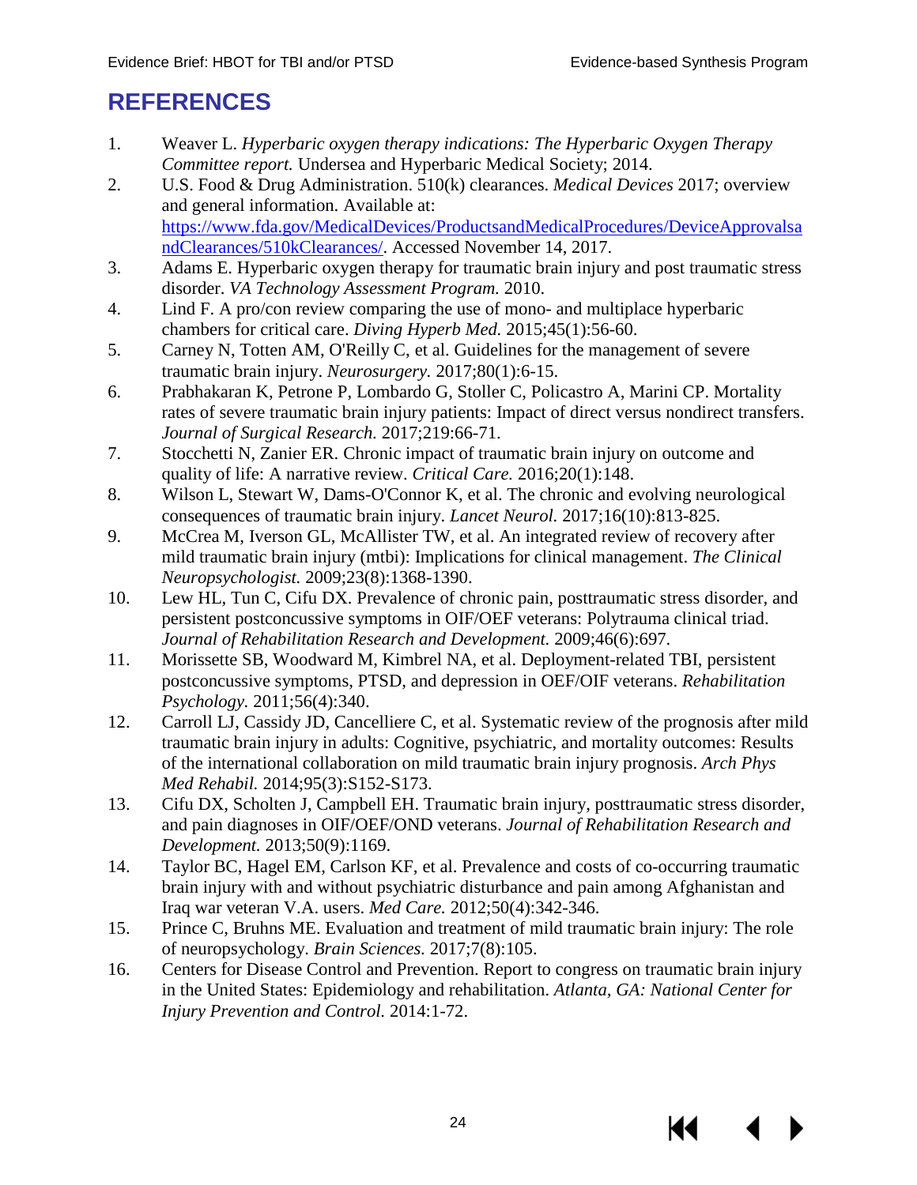# REFERENCES

1. Weaver L. *Hyperbaric oxygen therapy indications: The Hyperbaric Oxygen Therapy Committee report.* Undersea and Hyperbaric Medical Society; 2014.
2. U.S. Food & Drug Administration. 510(k) clearances. *Medical Devices* 2017; overview and general information. Available at: https://www.fda.gov/MedicalDevices/ProductsandMedicalProcedures/DeviceApprovalsandClearances/510kClearances/. Accessed November 14, 2017.
3. Adams E. Hyperbaric oxygen therapy for traumatic brain injury and post traumatic stress disorder. *VA Technology Assessment Program.* 2010.
4. Lind F. A pro/con review comparing the use of mono- and multiplace hyperbaric chambers for critical care. *Diving Hyperb Med.* 2015;45(1):56-60.
5. Carney N, Totten AM, O'Reilly C, et al. Guidelines for the management of severe traumatic brain injury. *Neurosurgery.* 2017;80(1):6-15.
6. Prabhakaran K, Petrone P, Lombardo G, Stoller C, Policastro A, Marini CP. Mortality rates of severe traumatic brain injury patients: Impact of direct versus nondirect transfers. *Journal of Surgical Research.* 2017;219:66-71.
7. Stocchetti N, Zanier ER. Chronic impact of traumatic brain injury on outcome and quality of life: A narrative review. *Critical Care.* 2016;20(1):148.
8. Wilson L, Stewart W, Dams-O'Connor K, et al. The chronic and evolving neurological consequences of traumatic brain injury. *Lancet Neurol.* 2017;16(10):813-825.
9. McCrea M, Iverson GL, McAllister TW, et al. An integrated review of recovery after mild traumatic brain injury (mtbi): Implications for clinical management. *The Clinical Neuropsychologist.* 2009;23(8):1368-1390.
10. Lew HL, Tun C, Cifu DX. Prevalence of chronic pain, posttraumatic stress disorder, and persistent postconcussive symptoms in OIF/OEF veterans: Polytrauma clinical triad. *Journal of Rehabilitation Research and Development.* 2009;46(6):697.
11. Morissette SB, Woodward M, Kimbrel NA, et al. Deployment-related TBI, persistent postconcussive symptoms, PTSD, and depression in OEF/OIF veterans. *Rehabilitation Psychology.* 2011;56(4):340.
12. Carroll LJ, Cassidy JD, Cancelliere C, et al. Systematic review of the prognosis after mild traumatic brain injury in adults: Cognitive, psychiatric, and mortality outcomes: Results of the international collaboration on mild traumatic brain injury prognosis. *Arch Phys Med Rehabil.* 2014;95(3):S152-S173.
13. Cifu DX, Scholten J, Campbell EH. Traumatic brain injury, posttraumatic stress disorder, and pain diagnoses in OIF/OEF/OND veterans. *Journal of Rehabilitation Research and Development.* 2013;50(9):1169.
14. Taylor BC, Hagel EM, Carlson KF, et al. Prevalence and costs of co-occurring traumatic brain injury with and without psychiatric disturbance and pain among Afghanistan and Iraq war veteran V.A. users. *Med Care.* 2012;50(4):342-346.
15. Prince C, Bruhns ME. Evaluation and treatment of mild traumatic brain injury: The role of neuropsychology. *Brain Sciences.* 2017;7(8):105.
16. Centers for Disease Control and Prevention. Report to congress on traumatic brain injury in the United States: Epidemiology and rehabilitation. *Atlanta, GA: National Center for Injury Prevention and Control.* 2014:1-72.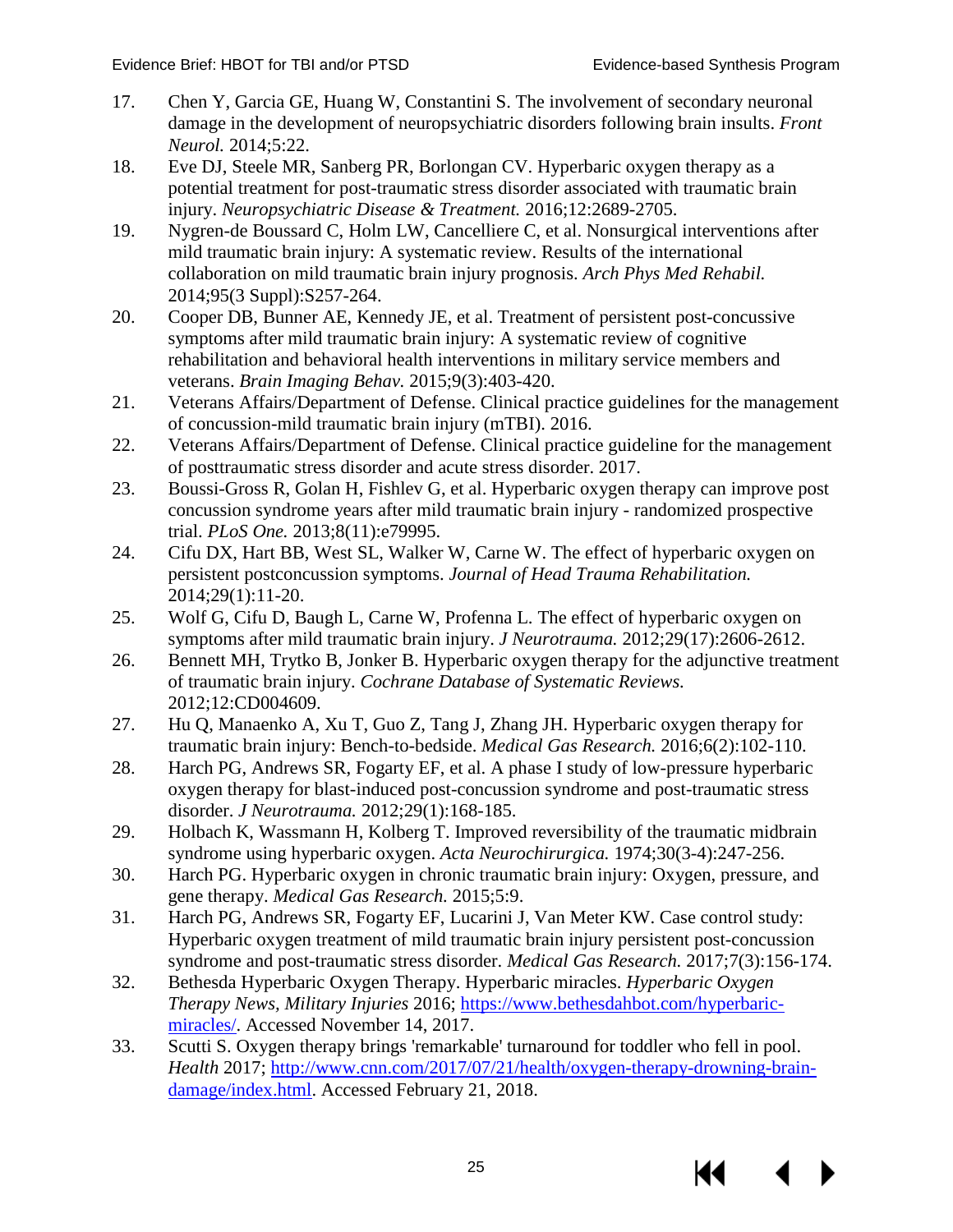17. Chen Y, Garcia GE, Huang W, Constantini S. The involvement of secondary neuronal damage in the development of neuropsychiatric disorders following brain insults. *Front Neurol.* 2014;5:22.
18. Eve DJ, Steele MR, Sanberg PR, Borlongan CV. Hyperbaric oxygen therapy as a potential treatment for post-traumatic stress disorder associated with traumatic brain injury. *Neuropsychiatric Disease & Treatment.* 2016;12:2689-2705.
19. Nygren-de Boussard C, Holm LW, Cancelliere C, et al. Nonsurgical interventions after mild traumatic brain injury: A systematic review. Results of the international collaboration on mild traumatic brain injury prognosis. *Arch Phys Med Rehabil.* 2014;95(3 Suppl):S257-264.
20. Cooper DB, Bunner AE, Kennedy JE, et al. Treatment of persistent post-concussive symptoms after mild traumatic brain injury: A systematic review of cognitive rehabilitation and behavioral health interventions in military service members and veterans. *Brain Imaging Behav.* 2015;9(3):403-420.
21. Veterans Affairs/Department of Defense. Clinical practice guidelines for the management of concussion-mild traumatic brain injury (mTBI). 2016.
22. Veterans Affairs/Department of Defense. Clinical practice guideline for the management of posttraumatic stress disorder and acute stress disorder. 2017.
23. Boussi-Gross R, Golan H, Fishlev G, et al. Hyperbaric oxygen therapy can improve post concussion syndrome years after mild traumatic brain injury - randomized prospective trial. *PLoS One.* 2013;8(11):e79995.
24. Cifu DX, Hart BB, West SL, Walker W, Carne W. The effect of hyperbaric oxygen on persistent postconcussion symptoms. *Journal of Head Trauma Rehabilitation.* 2014;29(1):11-20.
25. Wolf G, Cifu D, Baugh L, Carne W, Profenna L. The effect of hyperbaric oxygen on symptoms after mild traumatic brain injury. *J Neurotrauma.* 2012;29(17):2606-2612.
26. Bennett MH, Trytko B, Jonker B. Hyperbaric oxygen therapy for the adjunctive treatment of traumatic brain injury. *Cochrane Database of Systematic Reviews.* 2012;12:CD004609.
27. Hu Q, Manaenko A, Xu T, Guo Z, Tang J, Zhang JH. Hyperbaric oxygen therapy for traumatic brain injury: Bench-to-bedside. *Medical Gas Research.* 2016;6(2):102-110.
28. Harch PG, Andrews SR, Fogarty EF, et al. A phase I study of low-pressure hyperbaric oxygen therapy for blast-induced post-concussion syndrome and post-traumatic stress disorder. *J Neurotrauma.* 2012;29(1):168-185.
29. Holbach K, Wassmann H, Kolberg T. Improved reversibility of the traumatic midbrain syndrome using hyperbaric oxygen. *Acta Neurochirurgica.* 1974;30(3-4):247-256.
30. Harch PG. Hyperbaric oxygen in chronic traumatic brain injury: Oxygen, pressure, and gene therapy. *Medical Gas Research.* 2015;5:9.
31. Harch PG, Andrews SR, Fogarty EF, Lucarini J, Van Meter KW. Case control study: Hyperbaric oxygen treatment of mild traumatic brain injury persistent post-concussion syndrome and post-traumatic stress disorder. *Medical Gas Research.* 2017;7(3):156-174.
32. Bethesda Hyperbaric Oxygen Therapy. Hyperbaric miracles. *Hyperbaric Oxygen Therapy News, Military Injuries* 2016; https://www.bethesdahbot.com/hyperbaric-miracles/. Accessed November 14, 2017.
33. Scutti S. Oxygen therapy brings 'remarkable' turnaround for toddler who fell in pool. *Health* 2017; http://www.cnn.com/2017/07/21/health/oxygen-therapy-drowning-brain-damage/index.html. Accessed February 21, 2018.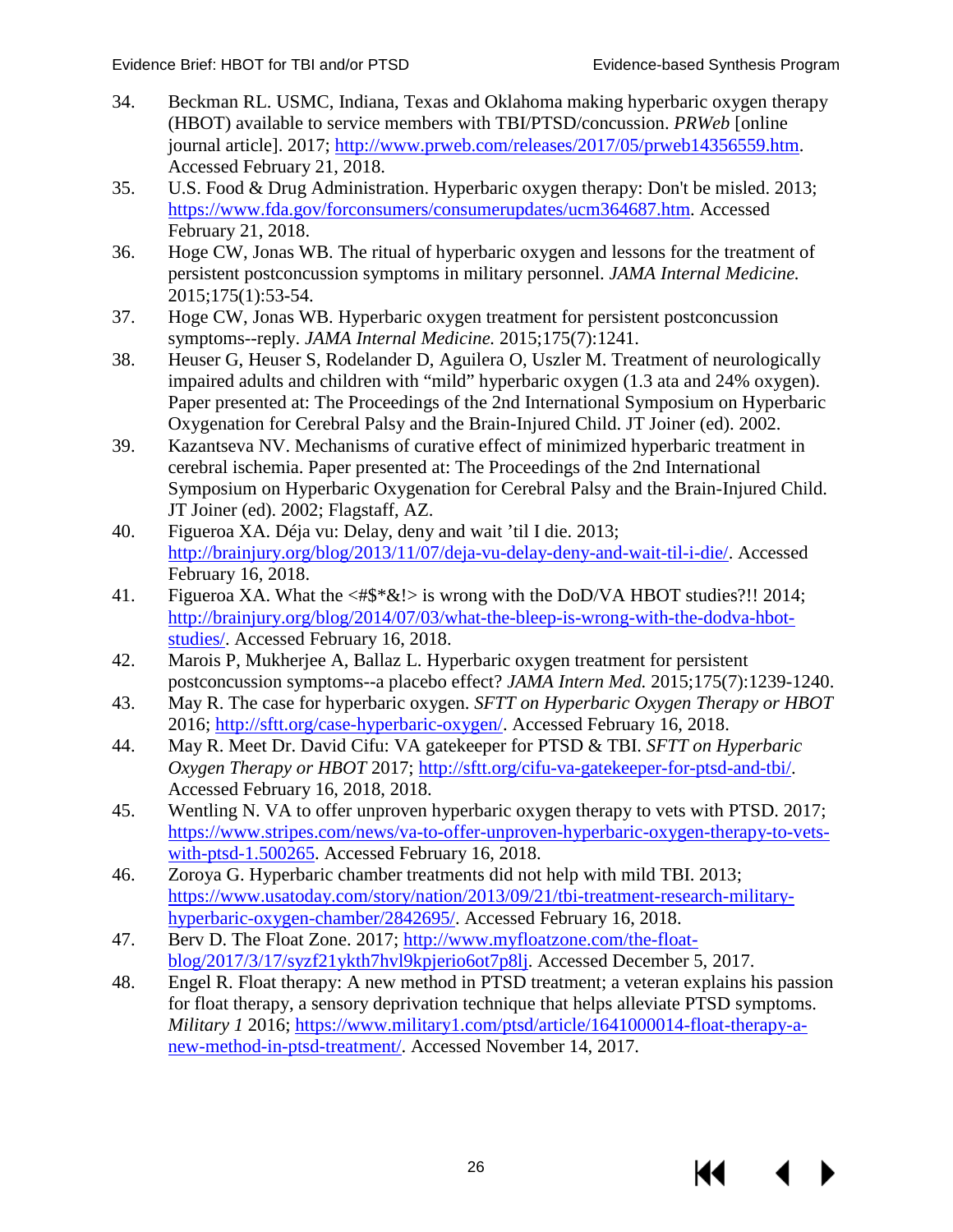34. Beckman RL. USMC, Indiana, Texas and Oklahoma making hyperbaric oxygen therapy (HBOT) available to service members with TBI/PTSD/concussion. *PRWeb* [online journal article]. 2017; http://www.prweb.com/releases/2017/05/prweb14356559.htm. Accessed February 21, 2018.
35. U.S. Food & Drug Administration. Hyperbaric oxygen therapy: Don't be misled. 2013; https://www.fda.gov/forconsumers/consumerupdates/ucm364687.htm. Accessed February 21, 2018.
36. Hoge CW, Jonas WB. The ritual of hyperbaric oxygen and lessons for the treatment of persistent postconcussion symptoms in military personnel. *JAMA Internal Medicine.* 2015;175(1):53-54.
37. Hoge CW, Jonas WB. Hyperbaric oxygen treatment for persistent postconcussion symptoms--reply. *JAMA Internal Medicine.* 2015;175(7):1241.
38. Heuser G, Heuser S, Rodelander D, Aguilera O, Uszler M. Treatment of neurologically impaired adults and children with "mild" hyperbaric oxygen (1.3 ata and 24% oxygen). Paper presented at: The Proceedings of the 2nd International Symposium on Hyperbaric Oxygenation for Cerebral Palsy and the Brain-Injured Child. JT Joiner (ed). 2002.
39. Kazantseva NV. Mechanisms of curative effect of minimized hyperbaric treatment in cerebral ischemia. Paper presented at: The Proceedings of the 2nd International Symposium on Hyperbaric Oxygenation for Cerebral Palsy and the Brain-Injured Child. JT Joiner (ed). 2002; Flagstaff, AZ.
40. Figueroa XA. Déja vu: Delay, deny and wait 'til I die. 2013; http://brainjury.org/blog/2013/11/07/deja-vu-delay-deny-and-wait-til-i-die/. Accessed February 16, 2018.
41. Figueroa XA. What the <#$*&!> is wrong with the DoD/VA HBOT studies?!! 2014; http://brainjury.org/blog/2014/07/03/what-the-bleep-is-wrong-with-the-dodva-hbot-studies/. Accessed February 16, 2018.
42. Marois P, Mukherjee A, Ballaz L. Hyperbaric oxygen treatment for persistent postconcussion symptoms--a placebo effect? *JAMA Intern Med.* 2015;175(7):1239-1240.
43. May R. The case for hyperbaric oxygen. *SFTT on Hyperbaric Oxygen Therapy or HBOT* 2016; http://sftt.org/case-hyperbaric-oxygen/. Accessed February 16, 2018.
44. May R. Meet Dr. David Cifu: VA gatekeeper for PTSD & TBI. *SFTT on Hyperbaric Oxygen Therapy or HBOT* 2017; http://sftt.org/cifu-va-gatekeeper-for-ptsd-and-tbi/. Accessed February 16, 2018, 2018.
45. Wentling N. VA to offer unproven hyperbaric oxygen therapy to vets with PTSD. 2017; https://www.stripes.com/news/va-to-offer-unproven-hyperbaric-oxygen-therapy-to-vets-with-ptsd-1.500265. Accessed February 16, 2018.
46. Zoroya G. Hyperbaric chamber treatments did not help with mild TBI. 2013; https://www.usatoday.com/story/nation/2013/09/21/tbi-treatment-research-military-hyperbaric-oxygen-chamber/2842695/. Accessed February 16, 2018.
47. Berv D. The Float Zone. 2017; http://www.myfloatzone.com/the-float-blog/2017/3/17/syzf21ykth7hvl9kpjerio6ot7p8lj. Accessed December 5, 2017.
48. Engel R. Float therapy: A new method in PTSD treatment; a veteran explains his passion for float therapy, a sensory deprivation technique that helps alleviate PTSD symptoms. *Military 1* 2016; https://www.military1.com/ptsd/article/1641000014-float-therapy-a-new-method-in-ptsd-treatment/. Accessed November 14, 2017.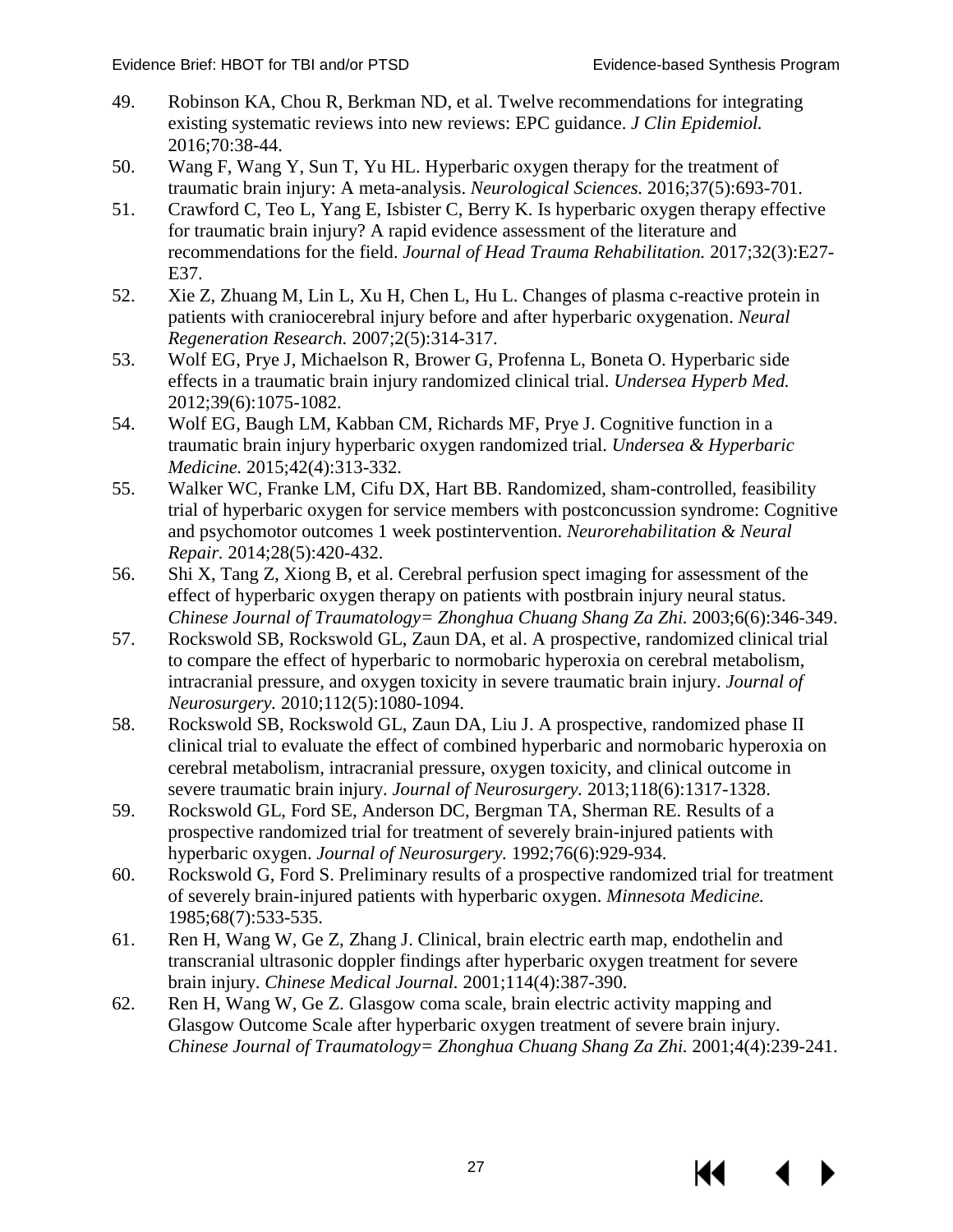49. Robinson KA, Chou R, Berkman ND, et al. Twelve recommendations for integrating existing systematic reviews into new reviews: EPC guidance. *J Clin Epidemiol.* 2016;70:38-44.
50. Wang F, Wang Y, Sun T, Yu HL. Hyperbaric oxygen therapy for the treatment of traumatic brain injury: A meta-analysis. *Neurological Sciences.* 2016;37(5):693-701.
51. Crawford C, Teo L, Yang E, Isbister C, Berry K. Is hyperbaric oxygen therapy effective for traumatic brain injury? A rapid evidence assessment of the literature and recommendations for the field. *Journal of Head Trauma Rehabilitation.* 2017;32(3):E27-E37.
52. Xie Z, Zhuang M, Lin L, Xu H, Chen L, Hu L. Changes of plasma c-reactive protein in patients with craniocerebral injury before and after hyperbaric oxygenation. *Neural Regeneration Research.* 2007;2(5):314-317.
53. Wolf EG, Prye J, Michaelson R, Brower G, Profenna L, Boneta O. Hyperbaric side effects in a traumatic brain injury randomized clinical trial. *Undersea Hyperb Med.* 2012;39(6):1075-1082.
54. Wolf EG, Baugh LM, Kabban CM, Richards MF, Prye J. Cognitive function in a traumatic brain injury hyperbaric oxygen randomized trial. *Undersea & Hyperbaric Medicine.* 2015;42(4):313-332.
55. Walker WC, Franke LM, Cifu DX, Hart BB. Randomized, sham-controlled, feasibility trial of hyperbaric oxygen for service members with postconcussion syndrome: Cognitive and psychomotor outcomes 1 week postintervention. *Neurorehabilitation & Neural Repair.* 2014;28(5):420-432.
56. Shi X, Tang Z, Xiong B, et al. Cerebral perfusion spect imaging for assessment of the effect of hyperbaric oxygen therapy on patients with postbrain injury neural status. *Chinese Journal of Traumatology= Zhonghua Chuang Shang Za Zhi.* 2003;6(6):346-349.
57. Rockswold SB, Rockswold GL, Zaun DA, et al. A prospective, randomized clinical trial to compare the effect of hyperbaric to normobaric hyperoxia on cerebral metabolism, intracranial pressure, and oxygen toxicity in severe traumatic brain injury. *Journal of Neurosurgery.* 2010;112(5):1080-1094.
58. Rockswold SB, Rockswold GL, Zaun DA, Liu J. A prospective, randomized phase II clinical trial to evaluate the effect of combined hyperbaric and normobaric hyperoxia on cerebral metabolism, intracranial pressure, oxygen toxicity, and clinical outcome in severe traumatic brain injury. *Journal of Neurosurgery.* 2013;118(6):1317-1328.
59. Rockswold GL, Ford SE, Anderson DC, Bergman TA, Sherman RE. Results of a prospective randomized trial for treatment of severely brain-injured patients with hyperbaric oxygen. *Journal of Neurosurgery.* 1992;76(6):929-934.
60. Rockswold G, Ford S. Preliminary results of a prospective randomized trial for treatment of severely brain-injured patients with hyperbaric oxygen. *Minnesota Medicine.* 1985;68(7):533-535.
61. Ren H, Wang W, Ge Z, Zhang J. Clinical, brain electric earth map, endothelin and transcranial ultrasonic doppler findings after hyperbaric oxygen treatment for severe brain injury. *Chinese Medical Journal.* 2001;114(4):387-390.
62. Ren H, Wang W, Ge Z. Glasgow coma scale, brain electric activity mapping and Glasgow Outcome Scale after hyperbaric oxygen treatment of severe brain injury. *Chinese Journal of Traumatology= Zhonghua Chuang Shang Za Zhi.* 2001;4(4):239-241.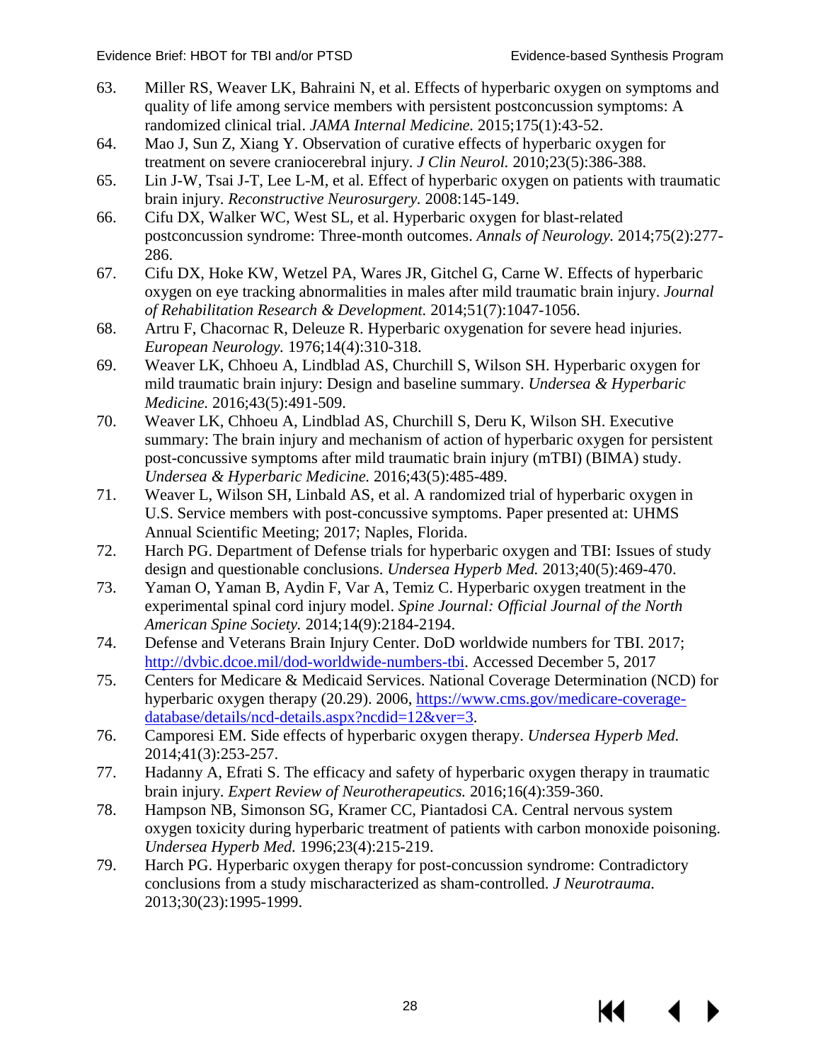63. Miller RS, Weaver LK, Bahraini N, et al. Effects of hyperbaric oxygen on symptoms and quality of life among service members with persistent postconcussion symptoms: A randomized clinical trial. *JAMA Internal Medicine.* 2015;175(1):43-52.
64. Mao J, Sun Z, Xiang Y. Observation of curative effects of hyperbaric oxygen for treatment on severe craniocerebral injury. *J Clin Neurol.* 2010;23(5):386-388.
65. Lin J-W, Tsai J-T, Lee L-M, et al. Effect of hyperbaric oxygen on patients with traumatic brain injury. *Reconstructive Neurosurgery.* 2008:145-149.
66. Cifu DX, Walker WC, West SL, et al. Hyperbaric oxygen for blast-related postconcussion syndrome: Three-month outcomes. *Annals of Neurology.* 2014;75(2):277-286.
67. Cifu DX, Hoke KW, Wetzel PA, Wares JR, Gitchel G, Carne W. Effects of hyperbaric oxygen on eye tracking abnormalities in males after mild traumatic brain injury. *Journal of Rehabilitation Research & Development.* 2014;51(7):1047-1056.
68. Artru F, Chacornac R, Deleuze R. Hyperbaric oxygenation for severe head injuries. *European Neurology.* 1976;14(4):310-318.
69. Weaver LK, Chhoeu A, Lindblad AS, Churchill S, Wilson SH. Hyperbaric oxygen for mild traumatic brain injury: Design and baseline summary. *Undersea & Hyperbaric Medicine.* 2016;43(5):491-509.
70. Weaver LK, Chhoeu A, Lindblad AS, Churchill S, Deru K, Wilson SH. Executive summary: The brain injury and mechanism of action of hyperbaric oxygen for persistent post-concussive symptoms after mild traumatic brain injury (mTBI) (BIMA) study. *Undersea & Hyperbaric Medicine.* 2016;43(5):485-489.
71. Weaver L, Wilson SH, Linbald AS, et al. A randomized trial of hyperbaric oxygen in U.S. Service members with post-concussive symptoms. Paper presented at: UHMS Annual Scientific Meeting; 2017; Naples, Florida.
72. Harch PG. Department of Defense trials for hyperbaric oxygen and TBI: Issues of study design and questionable conclusions. *Undersea Hyperb Med.* 2013;40(5):469-470.
73. Yaman O, Yaman B, Aydin F, Var A, Temiz C. Hyperbaric oxygen treatment in the experimental spinal cord injury model. *Spine Journal: Official Journal of the North American Spine Society.* 2014;14(9):2184-2194.
74. Defense and Veterans Brain Injury Center. DoD worldwide numbers for TBI. 2017; http://dvbic.dcoe.mil/dod-worldwide-numbers-tbi. Accessed December 5, 2017
75. Centers for Medicare & Medicaid Services. National Coverage Determination (NCD) for hyperbaric oxygen therapy (20.29). 2006, https://www.cms.gov/medicare-coverage-database/details/ncd-details.aspx?ncdid=12&ver=3.
76. Camporesi EM. Side effects of hyperbaric oxygen therapy. *Undersea Hyperb Med.* 2014;41(3):253-257.
77. Hadanny A, Efrati S. The efficacy and safety of hyperbaric oxygen therapy in traumatic brain injury. *Expert Review of Neurotherapeutics.* 2016;16(4):359-360.
78. Hampson NB, Simonson SG, Kramer CC, Piantadosi CA. Central nervous system oxygen toxicity during hyperbaric treatment of patients with carbon monoxide poisoning. *Undersea Hyperb Med.* 1996;23(4):215-219.
79. Harch PG. Hyperbaric oxygen therapy for post-concussion syndrome: Contradictory conclusions from a study mischaracterized as sham-controlled. *J Neurotrauma.* 2013;30(23):1995-1999.